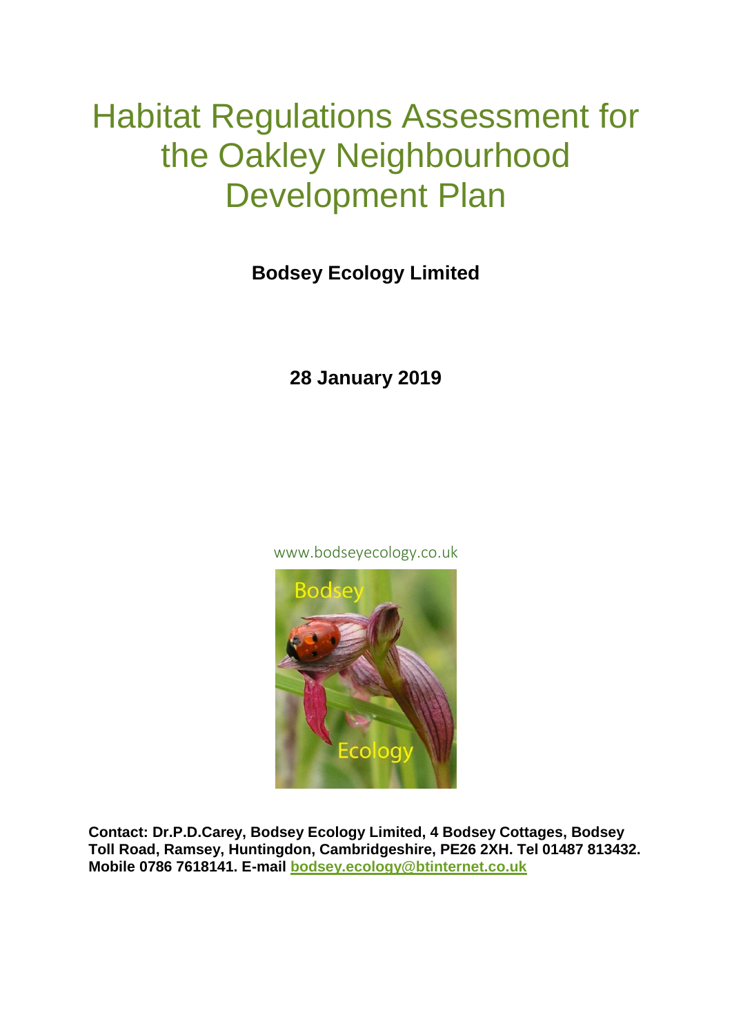# Habitat Regulations Assessment for the Oakley Neighbourhood Development Plan

**Bodsey Ecology Limited**

**28 January 2019**

www.bodseyecology.co.uk

**Contact: Dr.P.D.Carey, Bodsey Ecology Limited, 4 Bodsey Cottages, Bodsey Toll Road, Ramsey, Huntingdon, Cambridgeshire, PE26 2XH. Tel 01487 813432. Mobile 0786 7618141. E-mail bodsey.ecology@btinternet.co.uk**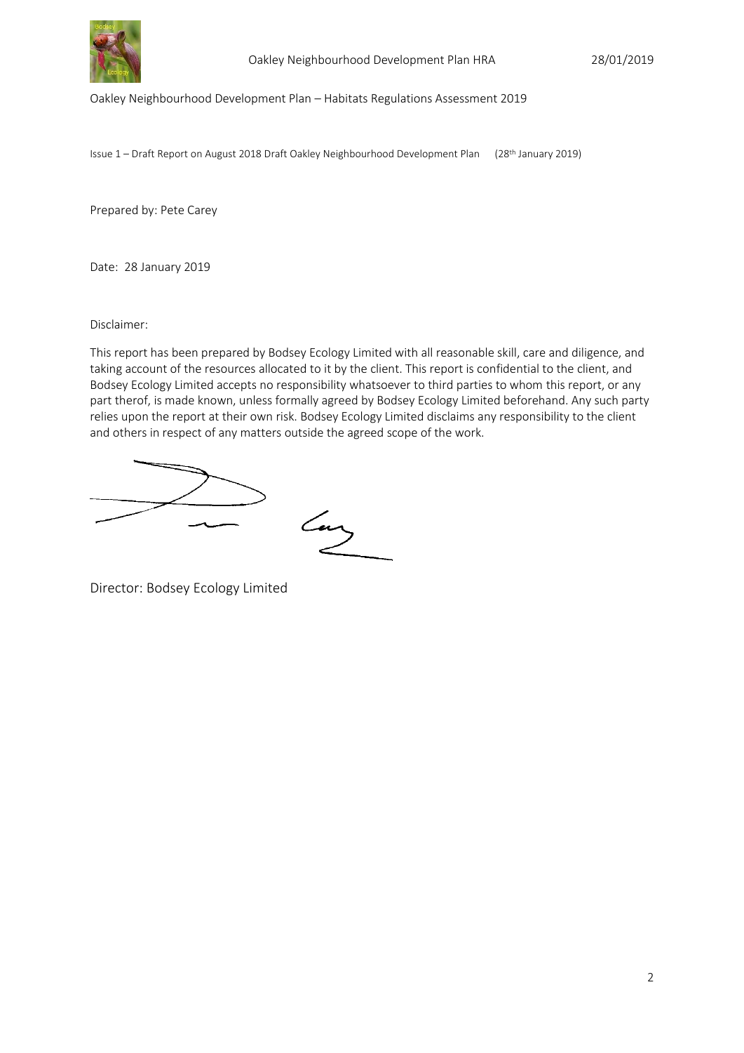Oakley Neighbourhood Development Plan – Habitats Regulations Assessment 2019

Issue 1 – Draft Report on August 2018 Draft Oakley Neighbourhood Development Plan (28th January 2019)

Prepared by: Pete Carey

Date: 28 January 2019

Disclaimer:

This report has been prepared by Bodsey Ecology Limited with all reasonable skill, care and diligence, and taking account of the resources allocated to it by the client. This report is confidential to the client, and Bodsey Ecology Limited accepts no responsibility whatsoever to third parties to whom this report, or any part therof, is made known, unless formally agreed by Bodsey Ecology Limited beforehand. Any such party relies upon the report at their own risk. Bodsey Ecology Limited disclaims any responsibility to the client and others in respect of any matters outside the agreed scope of the work.

Director: Bodsey Ecology Limited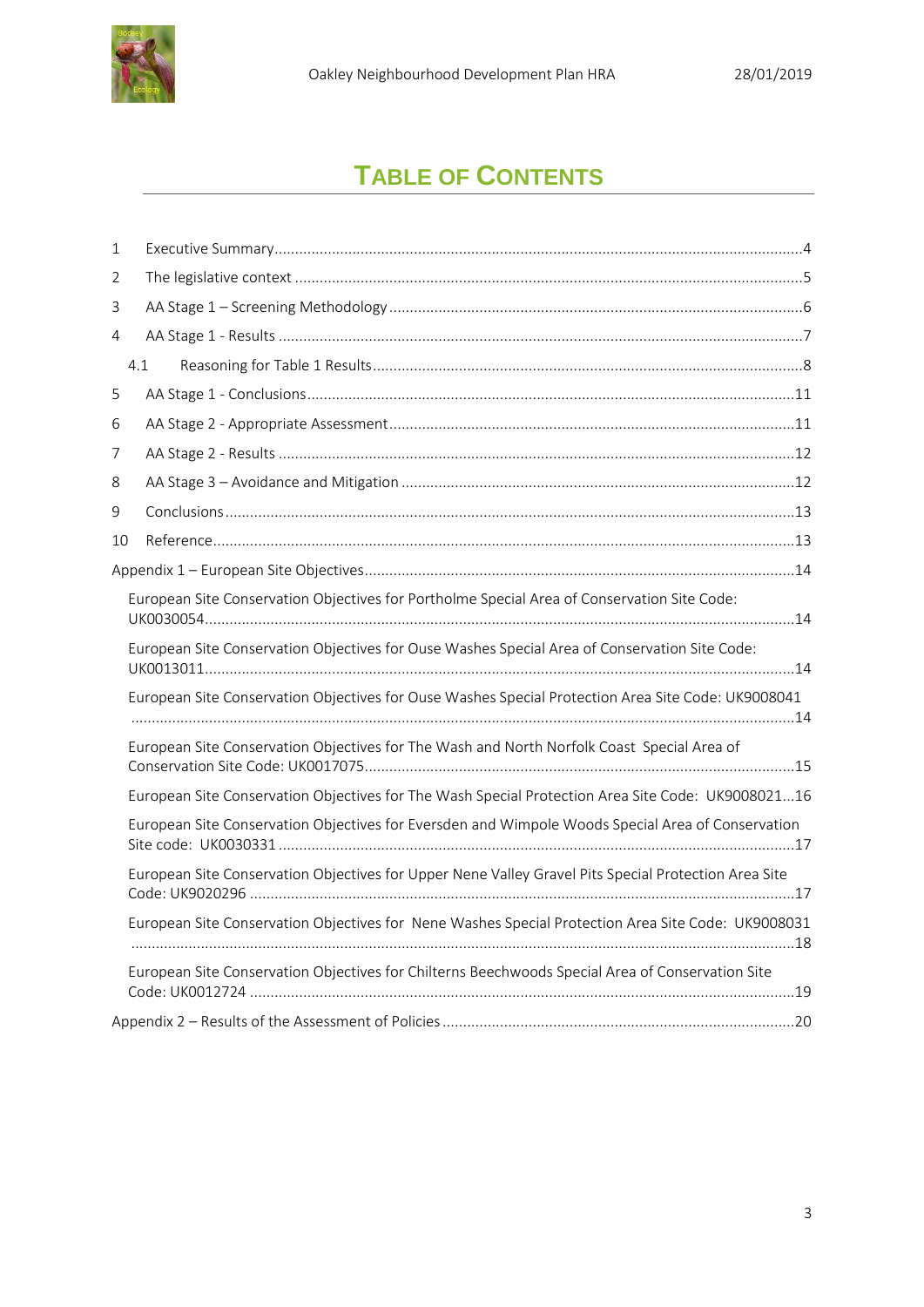# TABLE OF CONTENTS

1 Executive Summary ....4

2 The legislative context ....5

3 AA Stage 1 – Screening Methodology ....6

4 AA Stage 1 - Results ....7

4.1 Reasoning for Table 1 Results ....8

5 AA Stage 1 - Conclusions ....11

6 AA Stage 2 - Appropriate Assessment ....11

7 AA Stage 2 - Results ....12

8 AA Stage 3 – Avoidance and Mitigation ....12

9 Conclusions ....13

10 Reference ....13

Appendix 1 – European Site Objectives ....14

European Site Conservation Objectives for Portholme Special Area of Conservation Site Code: UK0030054 ....14

European Site Conservation Objectives for Ouse Washes Special Area of Conservation Site Code: UK0013011 ....14

European Site Conservation Objectives for Ouse Washes Special Protection Area Site Code: UK9008041 ....14

European Site Conservation Objectives for The Wash and North Norfolk Coast Special Area of Conservation Site Code: UK0017075 ....15

European Site Conservation Objectives for The Wash Special Protection Area Site Code: UK9008021 ....16

European Site Conservation Objectives for Eversden and Wimpole Woods Special Area of Conservation Site code: UK0030331 ....17

European Site Conservation Objectives for Upper Nene Valley Gravel Pits Special Protection Area Site Code: UK9020296 ....17

European Site Conservation Objectives for Nene Washes Special Protection Area Site Code: UK9008031 ....18

European Site Conservation Objectives for Chilterns Beechwoods Special Area of Conservation Site Code: UK0012724 ....19

Appendix 2 – Results of the Assessment of Policies ....20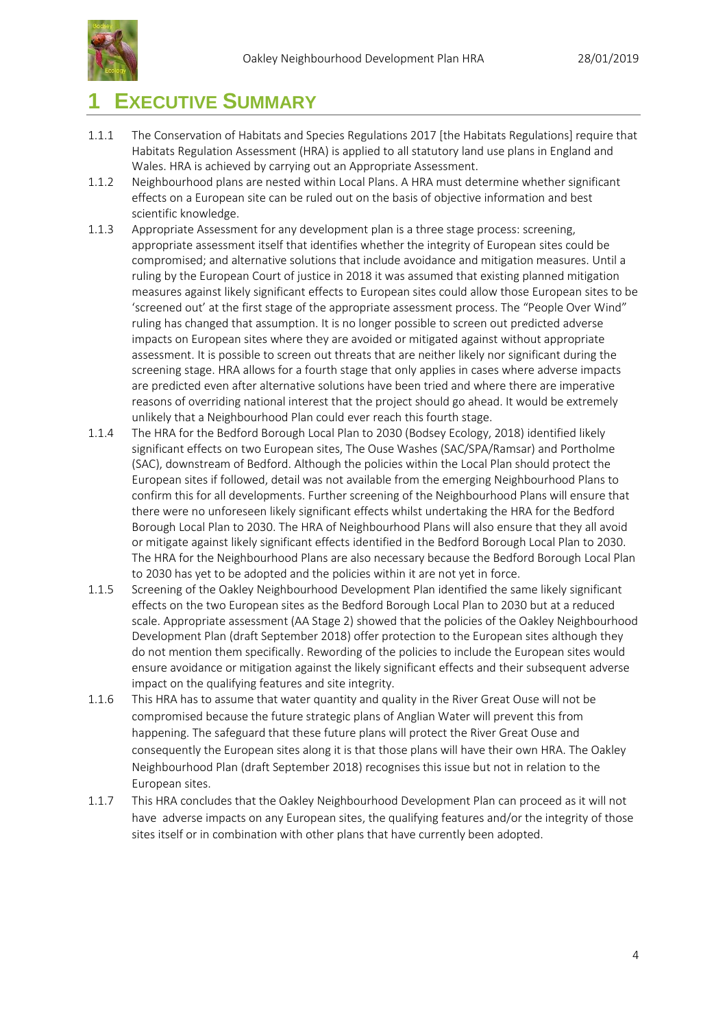# 1 EXECUTIVE SUMMARY

1.1.1 The Conservation of Habitats and Species Regulations 2017 [the Habitats Regulations] require that Habitats Regulation Assessment (HRA) is applied to all statutory land use plans in England and Wales. HRA is achieved by carrying out an Appropriate Assessment.

1.1.2 Neighbourhood plans are nested within Local Plans. A HRA must determine whether significant effects on a European site can be ruled out on the basis of objective information and best scientific knowledge.

1.1.3 Appropriate Assessment for any development plan is a three stage process: screening, appropriate assessment itself that identifies whether the integrity of European sites could be compromised; and alternative solutions that include avoidance and mitigation measures. Until a ruling by the European Court of justice in 2018 it was assumed that existing planned mitigation measures against likely significant effects to European sites could allow those European sites to be 'screened out' at the first stage of the appropriate assessment process. The "People Over Wind" ruling has changed that assumption. It is no longer possible to screen out predicted adverse impacts on European sites where they are avoided or mitigated against without appropriate assessment. It is possible to screen out threats that are neither likely nor significant during the screening stage. HRA allows for a fourth stage that only applies in cases where adverse impacts are predicted even after alternative solutions have been tried and where there are imperative reasons of overriding national interest that the project should go ahead. It would be extremely unlikely that a Neighbourhood Plan could ever reach this fourth stage.

1.1.4 The HRA for the Bedford Borough Local Plan to 2030 (Bodsey Ecology, 2018) identified likely significant effects on two European sites, The Ouse Washes (SAC/SPA/Ramsar) and Portholme (SAC), downstream of Bedford. Although the policies within the Local Plan should protect the European sites if followed, detail was not available from the emerging Neighbourhood Plans to confirm this for all developments. Further screening of the Neighbourhood Plans will ensure that there were no unforeseen likely significant effects whilst undertaking the HRA for the Bedford Borough Local Plan to 2030. The HRA of Neighbourhood Plans will also ensure that they all avoid or mitigate against likely significant effects identified in the Bedford Borough Local Plan to 2030. The HRA for the Neighbourhood Plans are also necessary because the Bedford Borough Local Plan to 2030 has yet to be adopted and the policies within it are not yet in force.

1.1.5 Screening of the Oakley Neighbourhood Development Plan identified the same likely significant effects on the two European sites as the Bedford Borough Local Plan to 2030 but at a reduced scale. Appropriate assessment (AA Stage 2) showed that the policies of the Oakley Neighbourhood Development Plan (draft September 2018) offer protection to the European sites although they do not mention them specifically. Rewording of the policies to include the European sites would ensure avoidance or mitigation against the likely significant effects and their subsequent adverse impact on the qualifying features and site integrity.

1.1.6 This HRA has to assume that water quantity and quality in the River Great Ouse will not be compromised because the future strategic plans of Anglian Water will prevent this from happening. The safeguard that these future plans will protect the River Great Ouse and consequently the European sites along it is that those plans will have their own HRA. The Oakley Neighbourhood Plan (draft September 2018) recognises this issue but not in relation to the European sites.

1.1.7 This HRA concludes that the Oakley Neighbourhood Development Plan can proceed as it will not have adverse impacts on any European sites, the qualifying features and/or the integrity of those sites itself or in combination with other plans that have currently been adopted.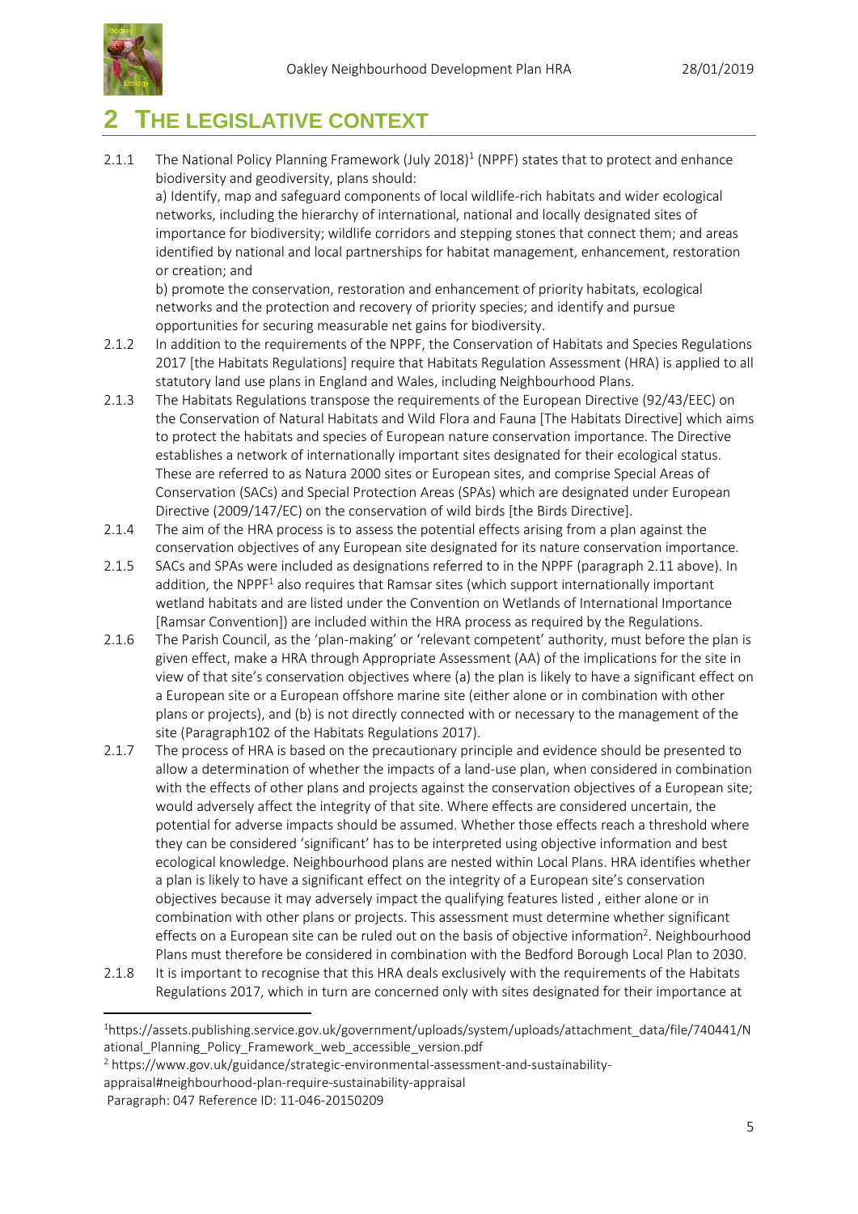## 2 THE LEGISLATIVE CONTEXT

2.1.1 The National Policy Planning Framework (July 2018)[1] (NPPF) states that to protect and enhance biodiversity and geodiversity, plans should:

a) Identify, map and safeguard components of local wildlife-rich habitats and wider ecological networks, including the hierarchy of international, national and locally designated sites of importance for biodiversity; wildlife corridors and stepping stones that connect them; and areas identified by national and local partnerships for habitat management, enhancement, restoration or creation; and

b) promote the conservation, restoration and enhancement of priority habitats, ecological networks and the protection and recovery of priority species; and identify and pursue opportunities for securing measurable net gains for biodiversity.

2.1.2 In addition to the requirements of the NPPF, the Conservation of Habitats and Species Regulations 2017 [the Habitats Regulations] require that Habitats Regulation Assessment (HRA) is applied to all statutory land use plans in England and Wales, including Neighbourhood Plans.

2.1.3 The Habitats Regulations transpose the requirements of the European Directive (92/43/EEC) on the Conservation of Natural Habitats and Wild Flora and Fauna [The Habitats Directive] which aims to protect the habitats and species of European nature conservation importance. The Directive establishes a network of internationally important sites designated for their ecological status. These are referred to as Natura 2000 sites or European sites, and comprise Special Areas of Conservation (SACs) and Special Protection Areas (SPAs) which are designated under European Directive (2009/147/EC) on the conservation of wild birds [the Birds Directive].

2.1.4 The aim of the HRA process is to assess the potential effects arising from a plan against the conservation objectives of any European site designated for its nature conservation importance.

2.1.5 SACs and SPAs were included as designations referred to in the NPPF (paragraph 2.11 above). In addition, the NPPF[1] also requires that Ramsar sites (which support internationally important wetland habitats and are listed under the Convention on Wetlands of International Importance [Ramsar Convention]) are included within the HRA process as required by the Regulations.

2.1.6 The Parish Council, as the 'plan-making' or 'relevant competent' authority, must before the plan is given effect, make a HRA through Appropriate Assessment (AA) of the implications for the site in view of that site's conservation objectives where (a) the plan is likely to have a significant effect on a European site or a European offshore marine site (either alone or in combination with other plans or projects), and (b) is not directly connected with or necessary to the management of the site (Paragraph102 of the Habitats Regulations 2017).

2.1.7 The process of HRA is based on the precautionary principle and evidence should be presented to allow a determination of whether the impacts of a land-use plan, when considered in combination with the effects of other plans and projects against the conservation objectives of a European site; would adversely affect the integrity of that site. Where effects are considered uncertain, the potential for adverse impacts should be assumed. Whether those effects reach a threshold where they can be considered 'significant' has to be interpreted using objective information and best ecological knowledge. Neighbourhood plans are nested within Local Plans. HRA identifies whether a plan is likely to have a significant effect on the integrity of a European site's conservation objectives because it may adversely impact the qualifying features listed , either alone or in combination with other plans or projects. This assessment must determine whether significant effects on a European site can be ruled out on the basis of objective information[2]. Neighbourhood Plans must therefore be considered in combination with the Bedford Borough Local Plan to 2030.

2.1.8 It is important to recognise that this HRA deals exclusively with the requirements of the Habitats Regulations 2017, which in turn are concerned only with sites designated for their importance at

---

[1] https://assets.publishing.service.gov.uk/government/uploads/system/uploads/attachment_data/file/740441/National_Planning_Policy_Framework_web_accessible_version.pdf

[2] https://www.gov.uk/guidance/strategic-environmental-assessment-and-sustainability-appraisal#neighbourhood-plan-require-sustainability-appraisal
Paragraph: 047 Reference ID: 11-046-20150209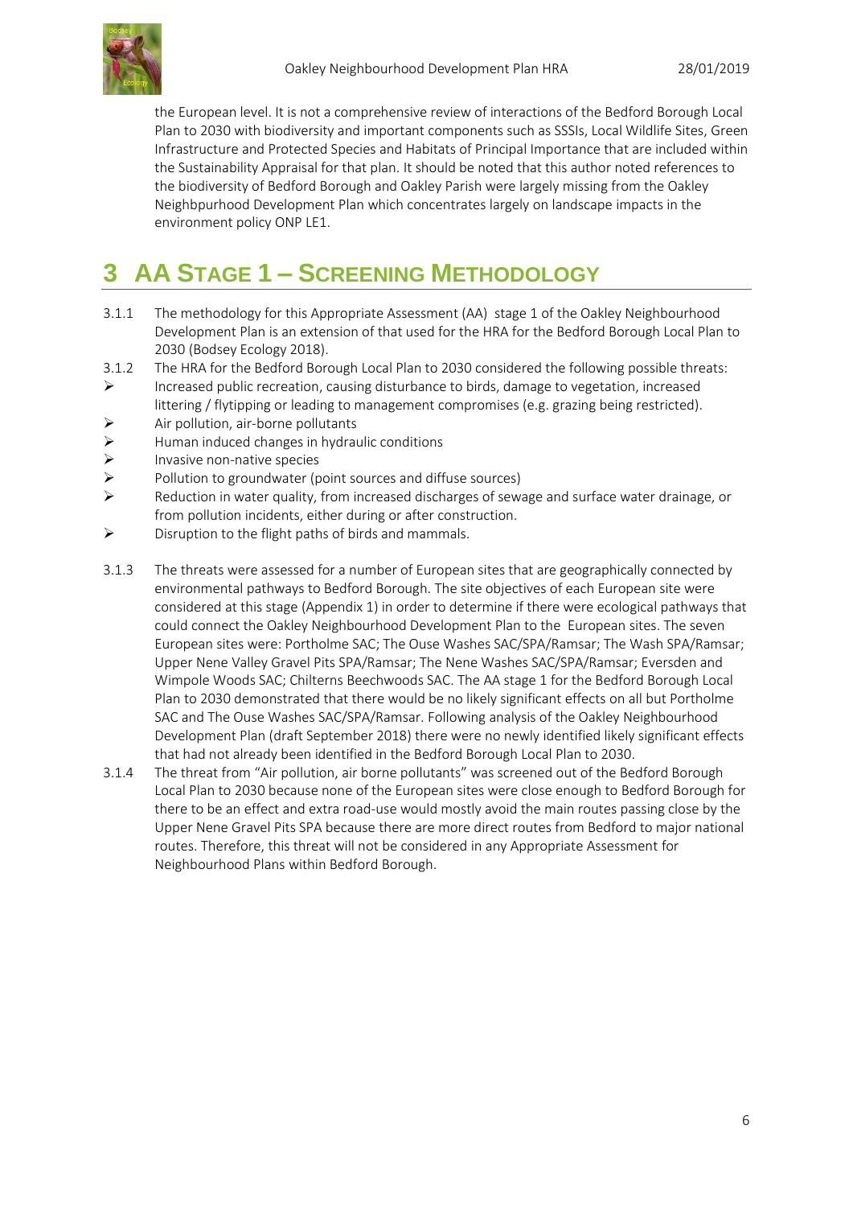the European level. It is not a comprehensive review of interactions of the Bedford Borough Local Plan to 2030 with biodiversity and important components such as SSSIs, Local Wildlife Sites, Green Infrastructure and Protected Species and Habitats of Principal Importance that are included within the Sustainability Appraisal for that plan. It should be noted that this author noted references to the biodiversity of Bedford Borough and Oakley Parish were largely missing from the Oakley Neighbpurhood Development Plan which concentrates largely on landscape impacts in the environment policy ONP LE1.

# 3 AA Stage 1 – Screening Methodology

3.1.1 The methodology for this Appropriate Assessment (AA) stage 1 of the Oakley Neighbourhood Development Plan is an extension of that used for the HRA for the Bedford Borough Local Plan to 2030 (Bodsey Ecology 2018).

3.1.2 The HRA for the Bedford Borough Local Plan to 2030 considered the following possible threats:

- Increased public recreation, causing disturbance to birds, damage to vegetation, increased littering / flytipping or leading to management compromises (e.g. grazing being restricted).
- Air pollution, air-borne pollutants
- Human induced changes in hydraulic conditions
- Invasive non-native species
- Pollution to groundwater (point sources and diffuse sources)
- Reduction in water quality, from increased discharges of sewage and surface water drainage, or from pollution incidents, either during or after construction.
- Disruption to the flight paths of birds and mammals.

3.1.3 The threats were assessed for a number of European sites that are geographically connected by environmental pathways to Bedford Borough. The site objectives of each European site were considered at this stage (Appendix 1) in order to determine if there were ecological pathways that could connect the Oakley Neighbourhood Development Plan to the European sites. The seven European sites were: Portholme SAC; The Ouse Washes SAC/SPA/Ramsar; The Wash SPA/Ramsar; Upper Nene Valley Gravel Pits SPA/Ramsar; The Nene Washes SAC/SPA/Ramsar; Eversden and Wimpole Woods SAC; Chilterns Beechwoods SAC. The AA stage 1 for the Bedford Borough Local Plan to 2030 demonstrated that there would be no likely significant effects on all but Portholme SAC and The Ouse Washes SAC/SPA/Ramsar. Following analysis of the Oakley Neighbourhood Development Plan (draft September 2018) there were no newly identified likely significant effects that had not already been identified in the Bedford Borough Local Plan to 2030.

3.1.4 The threat from "Air pollution, air borne pollutants" was screened out of the Bedford Borough Local Plan to 2030 because none of the European sites were close enough to Bedford Borough for there to be an effect and extra road-use would mostly avoid the main routes passing close by the Upper Nene Gravel Pits SPA because there are more direct routes from Bedford to major national routes. Therefore, this threat will not be considered in any Appropriate Assessment for Neighbourhood Plans within Bedford Borough.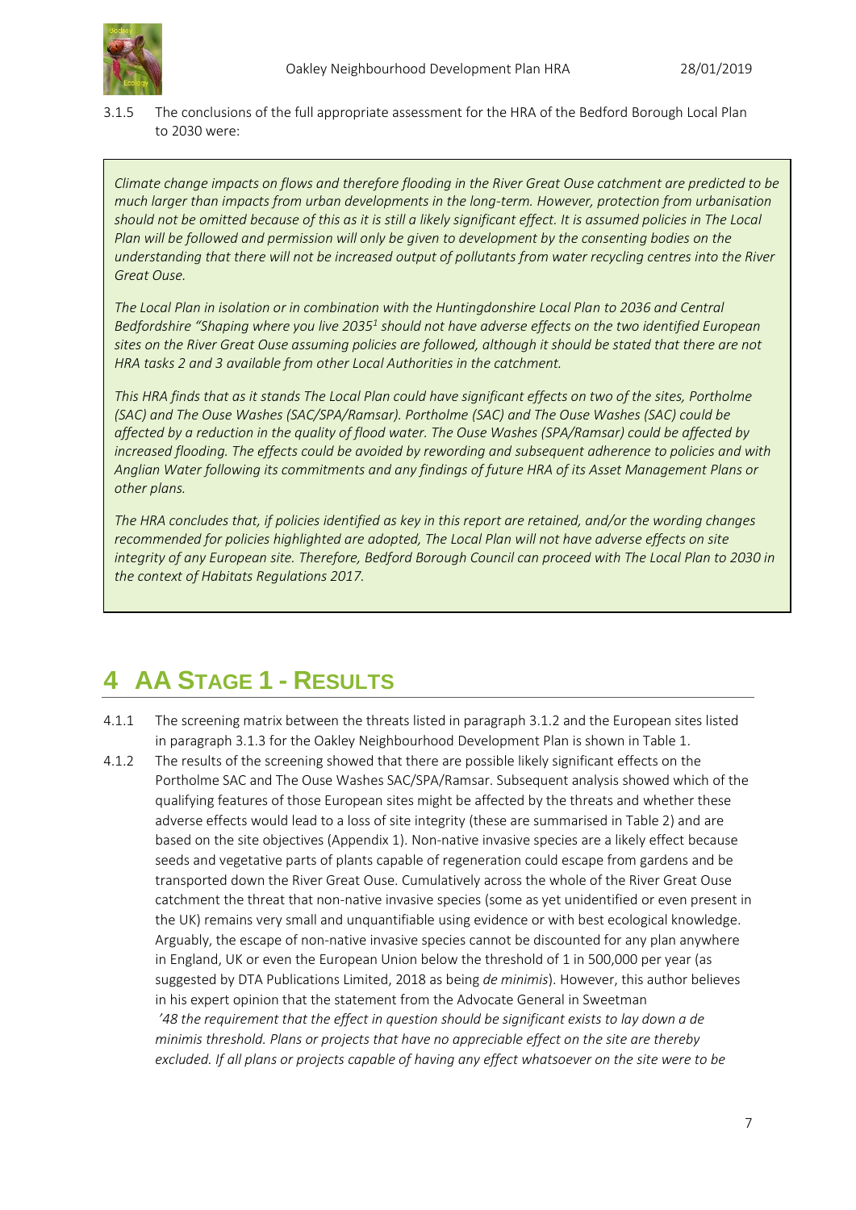3.1.5 The conclusions of the full appropriate assessment for the HRA of the Bedford Borough Local Plan to 2030 were:

> *Climate change impacts on flows and therefore flooding in the River Great Ouse catchment are predicted to be much larger than impacts from urban developments in the long-term. However, protection from urbanisation should not be omitted because of this as it is still a likely significant effect. It is assumed policies in The Local Plan will be followed and permission will only be given to development by the consenting bodies on the understanding that there will not be increased output of pollutants from water recycling centres into the River Great Ouse.*
>
> *The Local Plan in isolation or in combination with the Huntingdonshire Local Plan to 2036 and Central Bedfordshire "Shaping where you live 2035[1] should not have adverse effects on the two identified European sites on the River Great Ouse assuming policies are followed, although it should be stated that there are not HRA tasks 2 and 3 available from other Local Authorities in the catchment.*
>
> *This HRA finds that as it stands The Local Plan could have significant effects on two of the sites, Portholme (SAC) and The Ouse Washes (SAC/SPA/Ramsar). Portholme (SAC) and The Ouse Washes (SAC) could be affected by a reduction in the quality of flood water. The Ouse Washes (SPA/Ramsar) could be affected by increased flooding. The effects could be avoided by rewording and subsequent adherence to policies and with Anglian Water following its commitments and any findings of future HRA of its Asset Management Plans or other plans.*
>
> *The HRA concludes that, if policies identified as key in this report are retained, and/or the wording changes recommended for policies highlighted are adopted, The Local Plan will not have adverse effects on site integrity of any European site. Therefore, Bedford Borough Council can proceed with The Local Plan to 2030 in the context of Habitats Regulations 2017.*

# 4 AA Stage 1 - Results

4.1.1 The screening matrix between the threats listed in paragraph 3.1.2 and the European sites listed in paragraph 3.1.3 for the Oakley Neighbourhood Development Plan is shown in Table 1.

4.1.2 The results of the screening showed that there are possible likely significant effects on the Portholme SAC and The Ouse Washes SAC/SPA/Ramsar. Subsequent analysis showed which of the qualifying features of those European sites might be affected by the threats and whether these adverse effects would lead to a loss of site integrity (these are summarised in Table 2) and are based on the site objectives (Appendix 1). Non-native invasive species are a likely effect because seeds and vegetative parts of plants capable of regeneration could escape from gardens and be transported down the River Great Ouse. Cumulatively across the whole of the River Great Ouse catchment the threat that non-native invasive species (some as yet unidentified or even present in the UK) remains very small and unquantifiable using evidence or with best ecological knowledge. Arguably, the escape of non-native invasive species cannot be discounted for any plan anywhere in England, UK or even the European Union below the threshold of 1 in 500,000 per year (as suggested by DTA Publications Limited, 2018 as being *de minimis*). However, this author believes in his expert opinion that the statement from the Advocate General in Sweetman
*'48 the requirement that the effect in question should be significant exists to lay down a de minimis threshold. Plans or projects that have no appreciable effect on the site are thereby excluded. If all plans or projects capable of having any effect whatsoever on the site were to be*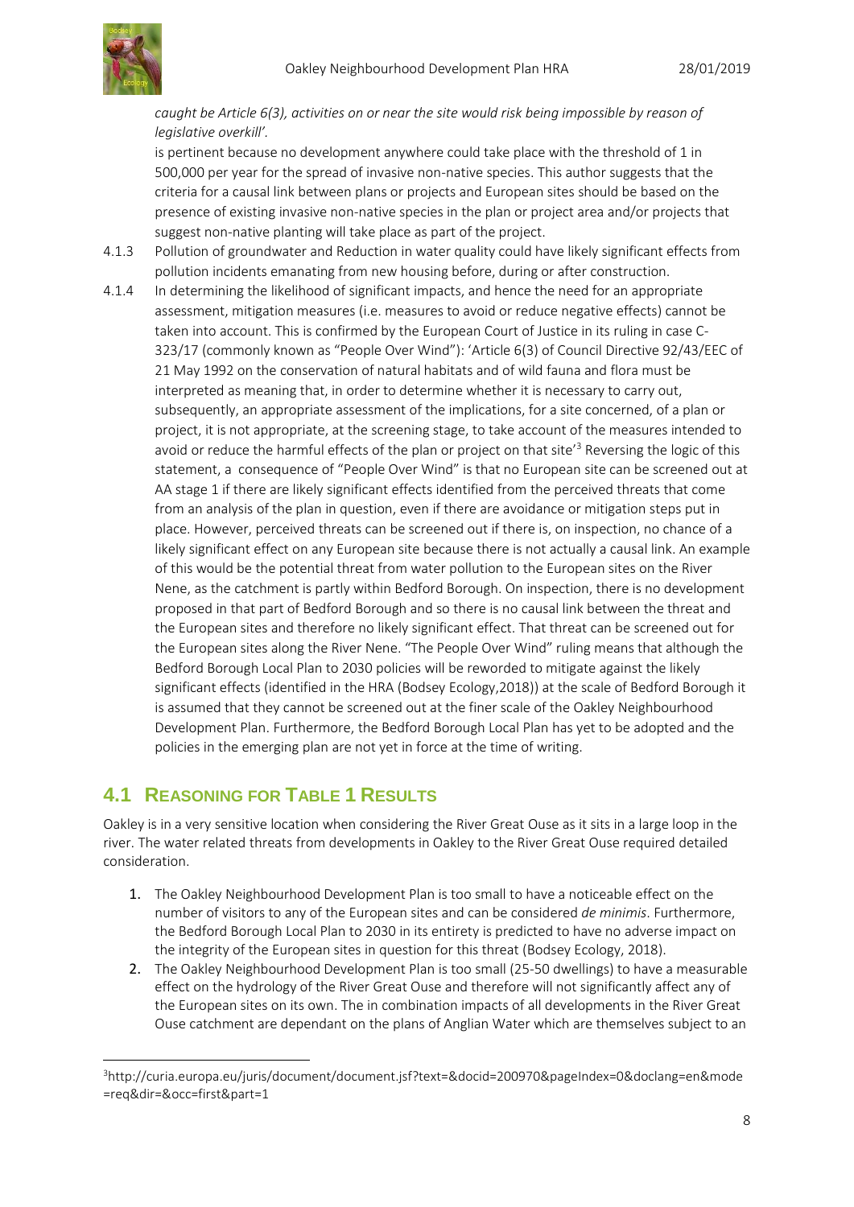*caught be Article 6(3), activities on or near the site would risk being impossible by reason of legislative overkill'.*

is pertinent because no development anywhere could take place with the threshold of 1 in 500,000 per year for the spread of invasive non-native species. This author suggests that the criteria for a causal link between plans or projects and European sites should be based on the presence of existing invasive non-native species in the plan or project area and/or projects that suggest non-native planting will take place as part of the project.

4.1.3 Pollution of groundwater and Reduction in water quality could have likely significant effects from pollution incidents emanating from new housing before, during or after construction.

4.1.4 In determining the likelihood of significant impacts, and hence the need for an appropriate assessment, mitigation measures (i.e. measures to avoid or reduce negative effects) cannot be taken into account. This is confirmed by the European Court of Justice in its ruling in case C-323/17 (commonly known as "People Over Wind"): 'Article 6(3) of Council Directive 92/43/EEC of 21 May 1992 on the conservation of natural habitats and of wild fauna and flora must be interpreted as meaning that, in order to determine whether it is necessary to carry out, subsequently, an appropriate assessment of the implications, for a site concerned, of a plan or project, it is not appropriate, at the screening stage, to take account of the measures intended to avoid or reduce the harmful effects of the plan or project on that site'[3] Reversing the logic of this statement, a consequence of "People Over Wind" is that no European site can be screened out at AA stage 1 if there are likely significant effects identified from the perceived threats that come from an analysis of the plan in question, even if there are avoidance or mitigation steps put in place. However, perceived threats can be screened out if there is, on inspection, no chance of a likely significant effect on any European site because there is not actually a causal link. An example of this would be the potential threat from water pollution to the European sites on the River Nene, as the catchment is partly within Bedford Borough. On inspection, there is no development proposed in that part of Bedford Borough and so there is no causal link between the threat and the European sites and therefore no likely significant effect. That threat can be screened out for the European sites along the River Nene. "The People Over Wind" ruling means that although the Bedford Borough Local Plan to 2030 policies will be reworded to mitigate against the likely significant effects (identified in the HRA (Bodsey Ecology,2018)) at the scale of Bedford Borough it is assumed that they cannot be screened out at the finer scale of the Oakley Neighbourhood Development Plan. Furthermore, the Bedford Borough Local Plan has yet to be adopted and the policies in the emerging plan are not yet in force at the time of writing.

## 4.1 Reasoning for Table 1 Results

Oakley is in a very sensitive location when considering the River Great Ouse as it sits in a large loop in the river. The water related threats from developments in Oakley to the River Great Ouse required detailed consideration.

1. The Oakley Neighbourhood Development Plan is too small to have a noticeable effect on the number of visitors to any of the European sites and can be considered *de minimis*. Furthermore, the Bedford Borough Local Plan to 2030 in its entirety is predicted to have no adverse impact on the integrity of the European sites in question for this threat (Bodsey Ecology, 2018).
2. The Oakley Neighbourhood Development Plan is too small (25-50 dwellings) to have a measurable effect on the hydrology of the River Great Ouse and therefore will not significantly affect any of the European sites on its own. The in combination impacts of all developments in the River Great Ouse catchment are dependant on the plans of Anglian Water which are themselves subject to an

[3] http://curia.europa.eu/juris/document/document.jsf?text=&docid=200970&pageIndex=0&doclang=en&mode=req&dir=&occ=first&part=1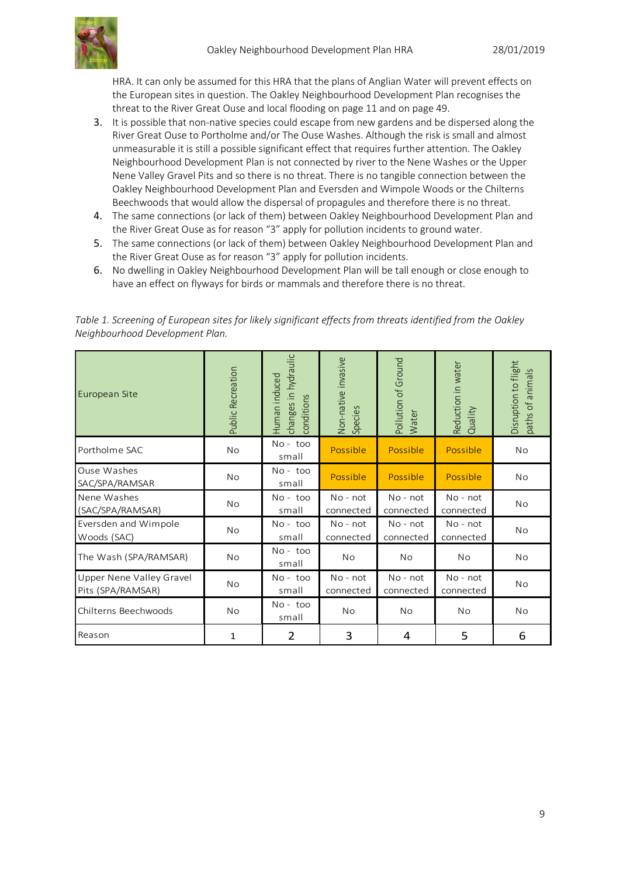HRA. It can only be assumed for this HRA that the plans of Anglian Water will prevent effects on the European sites in question. The Oakley Neighbourhood Development Plan recognises the threat to the River Great Ouse and local flooding on page 11 and on page 49.

3. It is possible that non-native species could escape from new gardens and be dispersed along the River Great Ouse to Portholme and/or The Ouse Washes. Although the risk is small and almost unmeasurable it is still a possible significant effect that requires further attention. The Oakley Neighbourhood Development Plan is not connected by river to the Nene Washes or the Upper Nene Valley Gravel Pits and so there is no threat. There is no tangible connection between the Oakley Neighbourhood Development Plan and Eversden and Wimpole Woods or the Chilterns Beechwoods that would allow the dispersal of propagules and therefore there is no threat.
4. The same connections (or lack of them) between Oakley Neighbourhood Development Plan and the River Great Ouse as for reason "3" apply for pollution incidents to ground water.
5. The same connections (or lack of them) between Oakley Neighbourhood Development Plan and the River Great Ouse as for reason "3" apply for pollution incidents.
6. No dwelling in Oakley Neighbourhood Development Plan will be tall enough or close enough to have an effect on flyways for birds or mammals and therefore there is no threat.

*Table 1. Screening of European sites for likely significant effects from threats identified from the Oakley Neighbourhood Development Plan.*

| European Site | Public Recreation | Human induced changes in hydraulic conditions | Non-native invasive Species | Pollution of Ground Water | Reduction in water Quality | Disruption to flight paths of animals |
|---|---|---|---|---|---|---|
| Portholme SAC | No | No - too small | Possible | Possible | Possible | No |
| Ouse Washes SAC/SPA/RAMSAR | No | No - too small | Possible | Possible | Possible | No |
| Nene Washes (SAC/SPA/RAMSAR) | No | No - too small | No - not connected | No - not connected | No - not connected | No |
| Eversden and Wimpole Woods (SAC) | No | No - too small | No - not connected | No - not connected | No - not connected | No |
| The Wash (SPA/RAMSAR) | No | No - too small | No | No | No | No |
| Upper Nene Valley Gravel Pits (SPA/RAMSAR) | No | No - too small | No - not connected | No - not connected | No - not connected | No |
| Chilterns Beechwoods | No | No - too small | No | No | No | No |
| Reason | 1 | 2 | 3 | 4 | 5 | 6 |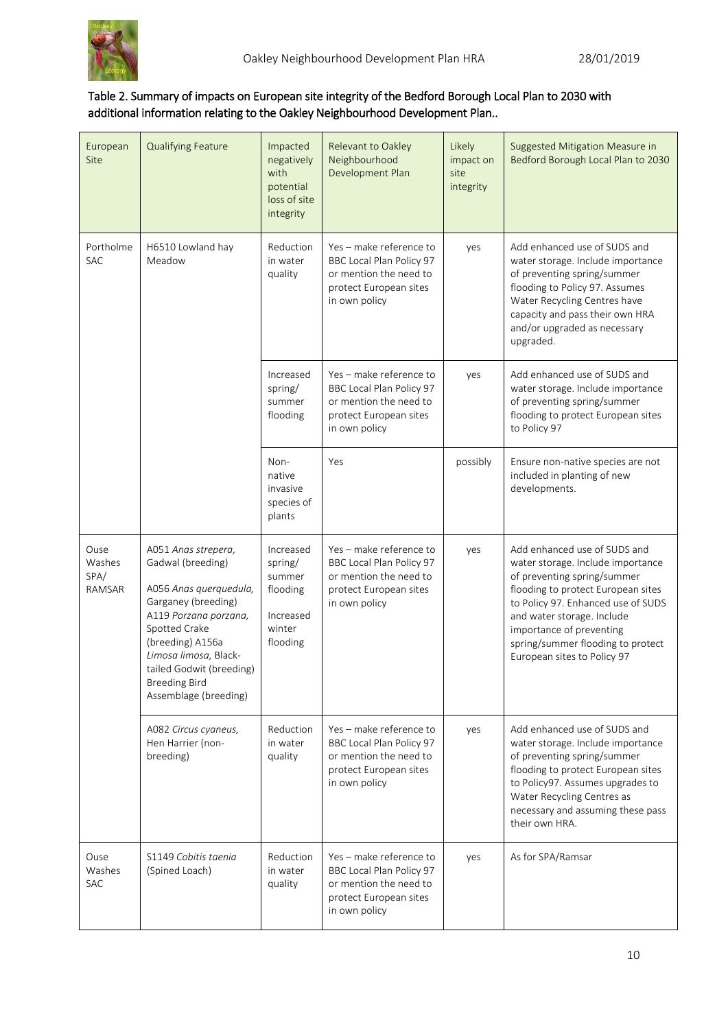Table 2. Summary of impacts on European site integrity of the Bedford Borough Local Plan to 2030 with additional information relating to the Oakley Neighbourhood Development Plan..

| European Site | Qualifying Feature | Impacted negatively with potential loss of site integrity | Relevant to Oakley Neighbourhood Development Plan | Likely impact on site integrity | Suggested Mitigation Measure in Bedford Borough Local Plan to 2030 |
|---|---|---|---|---|---|
| Portholme SAC | H6510 Lowland hay Meadow | Reduction in water quality | Yes – make reference to BBC Local Plan Policy 97 or mention the need to protect European sites in own policy | yes | Add enhanced use of SUDS and water storage. Include importance of preventing spring/summer flooding to Policy 97. Assumes Water Recycling Centres have capacity and pass their own HRA and/or upgraded as necessary upgraded. |
| | | Increased spring/ summer flooding | Yes – make reference to BBC Local Plan Policy 97 or mention the need to protect European sites in own policy | yes | Add enhanced use of SUDS and water storage. Include importance of preventing spring/summer flooding to protect European sites to Policy 97 |
| | | Non-native invasive species of plants | Yes | possibly | Ensure non-native species are not included in planting of new developments. |
| Ouse Washes SPA/ RAMSAR | A051 *Anas strepera*, Gadwal (breeding) A056 *Anas querquedula*, Garganey (breeding) A119 *Porzana porzana*, Spotted Crake (breeding) A156a *Limosa limosa*, Black-tailed Godwit (breeding) Breeding Bird Assemblage (breeding) | Increased spring/ summer flooding Increased winter flooding | Yes – make reference to BBC Local Plan Policy 97 or mention the need to protect European sites in own policy | yes | Add enhanced use of SUDS and water storage. Include importance of preventing spring/summer flooding to protect European sites to Policy 97. Enhanced use of SUDS and water storage. Include importance of preventing spring/summer flooding to protect European sites to Policy 97 |
| | A082 *Circus cyaneus*, Hen Harrier (non-breeding) | Reduction in water quality | Yes – make reference to BBC Local Plan Policy 97 or mention the need to protect European sites in own policy | yes | Add enhanced use of SUDS and water storage. Include importance of preventing spring/summer flooding to protect European sites to Policy97. Assumes upgrades to Water Recycling Centres as necessary and assuming these pass their own HRA. |
| Ouse Washes SAC | S1149 *Cobitis taenia* (Spined Loach) | Reduction in water quality | Yes – make reference to BBC Local Plan Policy 97 or mention the need to protect European sites in own policy | yes | As for SPA/Ramsar |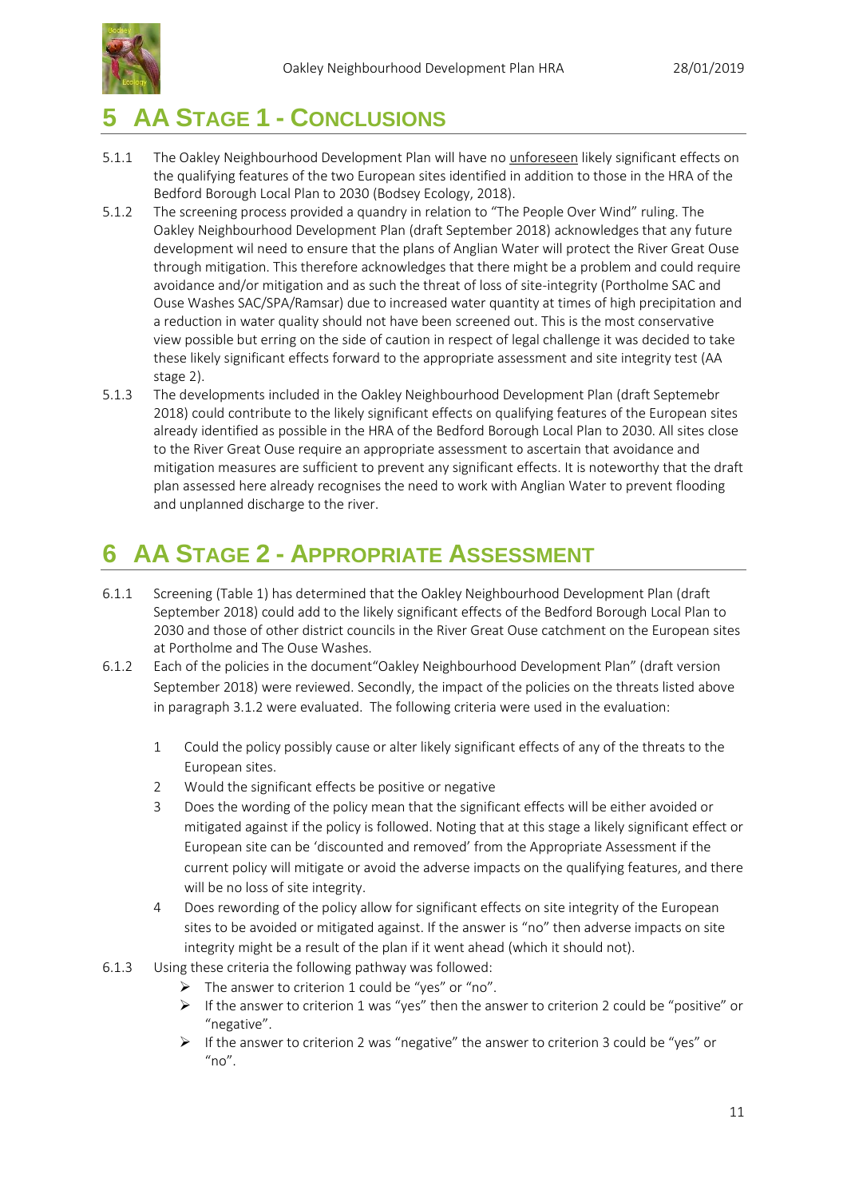# 5 AA STAGE 1 - CONCLUSIONS

5.1.1 The Oakley Neighbourhood Development Plan will have no unforeseen likely significant effects on the qualifying features of the two European sites identified in addition to those in the HRA of the Bedford Borough Local Plan to 2030 (Bodsey Ecology, 2018).

5.1.2 The screening process provided a quandry in relation to "The People Over Wind" ruling. The Oakley Neighbourhood Development Plan (draft September 2018) acknowledges that any future development wil need to ensure that the plans of Anglian Water will protect the River Great Ouse through mitigation. This therefore acknowledges that there might be a problem and could require avoidance and/or mitigation and as such the threat of loss of site-integrity (Portholme SAC and Ouse Washes SAC/SPA/Ramsar) due to increased water quantity at times of high precipitation and a reduction in water quality should not have been screened out. This is the most conservative view possible but erring on the side of caution in respect of legal challenge it was decided to take these likely significant effects forward to the appropriate assessment and site integrity test (AA stage 2).

5.1.3 The developments included in the Oakley Neighbourhood Development Plan (draft Septemebr 2018) could contribute to the likely significant effects on qualifying features of the European sites already identified as possible in the HRA of the Bedford Borough Local Plan to 2030. All sites close to the River Great Ouse require an appropriate assessment to ascertain that avoidance and mitigation measures are sufficient to prevent any significant effects. It is noteworthy that the draft plan assessed here already recognises the need to work with Anglian Water to prevent flooding and unplanned discharge to the river.

# 6 AA STAGE 2 - APPROPRIATE ASSESSMENT

6.1.1 Screening (Table 1) has determined that the Oakley Neighbourhood Development Plan (draft September 2018) could add to the likely significant effects of the Bedford Borough Local Plan to 2030 and those of other district councils in the River Great Ouse catchment on the European sites at Portholme and The Ouse Washes.

6.1.2 Each of the policies in the document"Oakley Neighbourhood Development Plan" (draft version September 2018) were reviewed. Secondly, the impact of the policies on the threats listed above in paragraph 3.1.2 were evaluated. The following criteria were used in the evaluation:

1. Could the policy possibly cause or alter likely significant effects of any of the threats to the European sites.
2. Would the significant effects be positive or negative
3. Does the wording of the policy mean that the significant effects will be either avoided or mitigated against if the policy is followed. Noting that at this stage a likely significant effect or European site can be 'discounted and removed' from the Appropriate Assessment if the current policy will mitigate or avoid the adverse impacts on the qualifying features, and there will be no loss of site integrity.
4. Does rewording of the policy allow for significant effects on site integrity of the European sites to be avoided or mitigated against. If the answer is "no" then adverse impacts on site integrity might be a result of the plan if it went ahead (which it should not).

6.1.3 Using these criteria the following pathway was followed:

- The answer to criterion 1 could be "yes" or "no".
- If the answer to criterion 1 was "yes" then the answer to criterion 2 could be "positive" or "negative".
- If the answer to criterion 2 was "negative" the answer to criterion 3 could be "yes" or "no".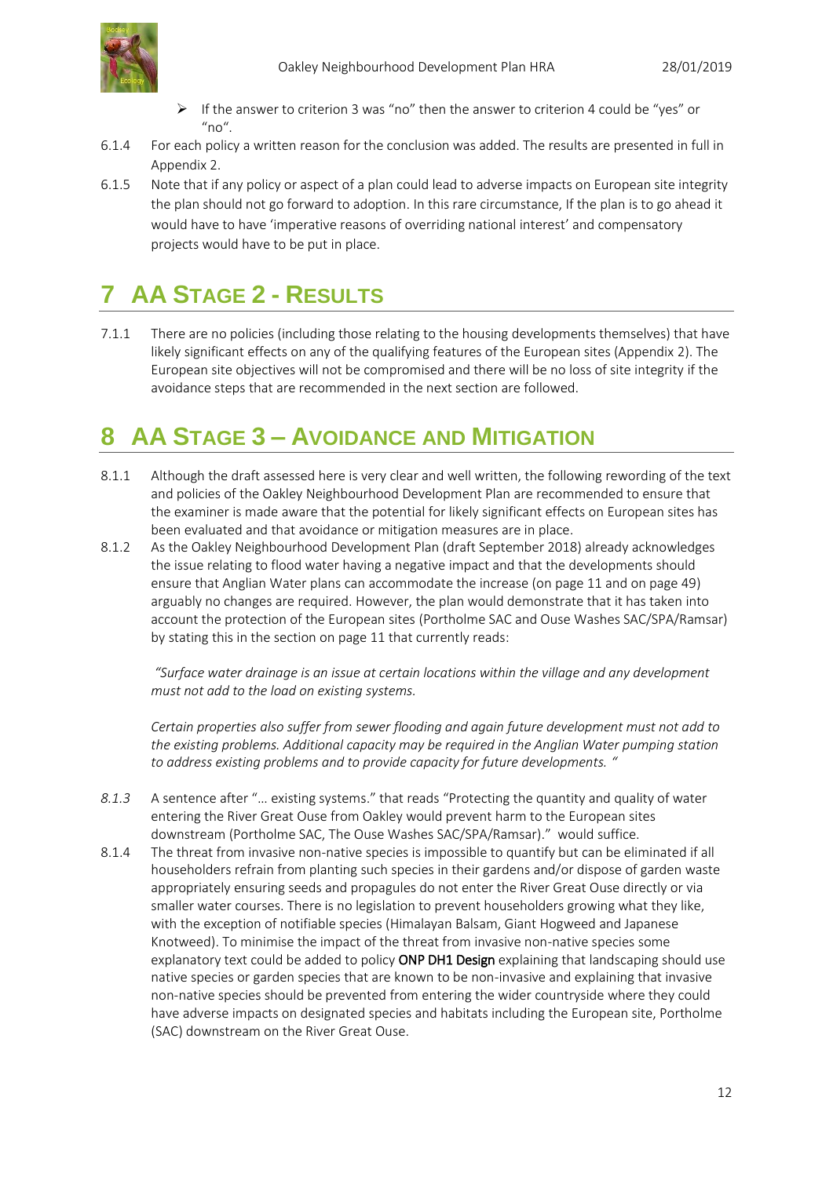- If the answer to criterion 3 was "no" then the answer to criterion 4 could be "yes" or "no".

6.1.4 For each policy a written reason for the conclusion was added. The results are presented in full in Appendix 2.

6.1.5 Note that if any policy or aspect of a plan could lead to adverse impacts on European site integrity the plan should not go forward to adoption. In this rare circumstance, If the plan is to go ahead it would have to have 'imperative reasons of overriding national interest' and compensatory projects would have to be put in place.

# 7 AA Stage 2 - Results

7.1.1 There are no policies (including those relating to the housing developments themselves) that have likely significant effects on any of the qualifying features of the European sites (Appendix 2). The European site objectives will not be compromised and there will be no loss of site integrity if the avoidance steps that are recommended in the next section are followed.

# 8 AA Stage 3 – Avoidance and Mitigation

8.1.1 Although the draft assessed here is very clear and well written, the following rewording of the text and policies of the Oakley Neighbourhood Development Plan are recommended to ensure that the examiner is made aware that the potential for likely significant effects on European sites has been evaluated and that avoidance or mitigation measures are in place.

8.1.2 As the Oakley Neighbourhood Development Plan (draft September 2018) already acknowledges the issue relating to flood water having a negative impact and that the developments should ensure that Anglian Water plans can accommodate the increase (on page 11 and on page 49) arguably no changes are required. However, the plan would demonstrate that it has taken into account the protection of the European sites (Portholme SAC and Ouse Washes SAC/SPA/Ramsar) by stating this in the section on page 11 that currently reads:

> *"Surface water drainage is an issue at certain locations within the village and any development must not add to the load on existing systems.*
>
> *Certain properties also suffer from sewer flooding and again future development must not add to the existing problems. Additional capacity may be required in the Anglian Water pumping station to address existing problems and to provide capacity for future developments. "*

*8.1.3* A sentence after "… existing systems." that reads "Protecting the quantity and quality of water entering the River Great Ouse from Oakley would prevent harm to the European sites downstream (Portholme SAC, The Ouse Washes SAC/SPA/Ramsar)." would suffice.

8.1.4 The threat from invasive non-native species is impossible to quantify but can be eliminated if all householders refrain from planting such species in their gardens and/or dispose of garden waste appropriately ensuring seeds and propagules do not enter the River Great Ouse directly or via smaller water courses. There is no legislation to prevent householders growing what they like, with the exception of notifiable species (Himalayan Balsam, Giant Hogweed and Japanese Knotweed). To minimise the impact of the threat from invasive non-native species some explanatory text could be added to policy **ONP DH1 Design** explaining that landscaping should use native species or garden species that are known to be non-invasive and explaining that invasive non-native species should be prevented from entering the wider countryside where they could have adverse impacts on designated species and habitats including the European site, Portholme (SAC) downstream on the River Great Ouse.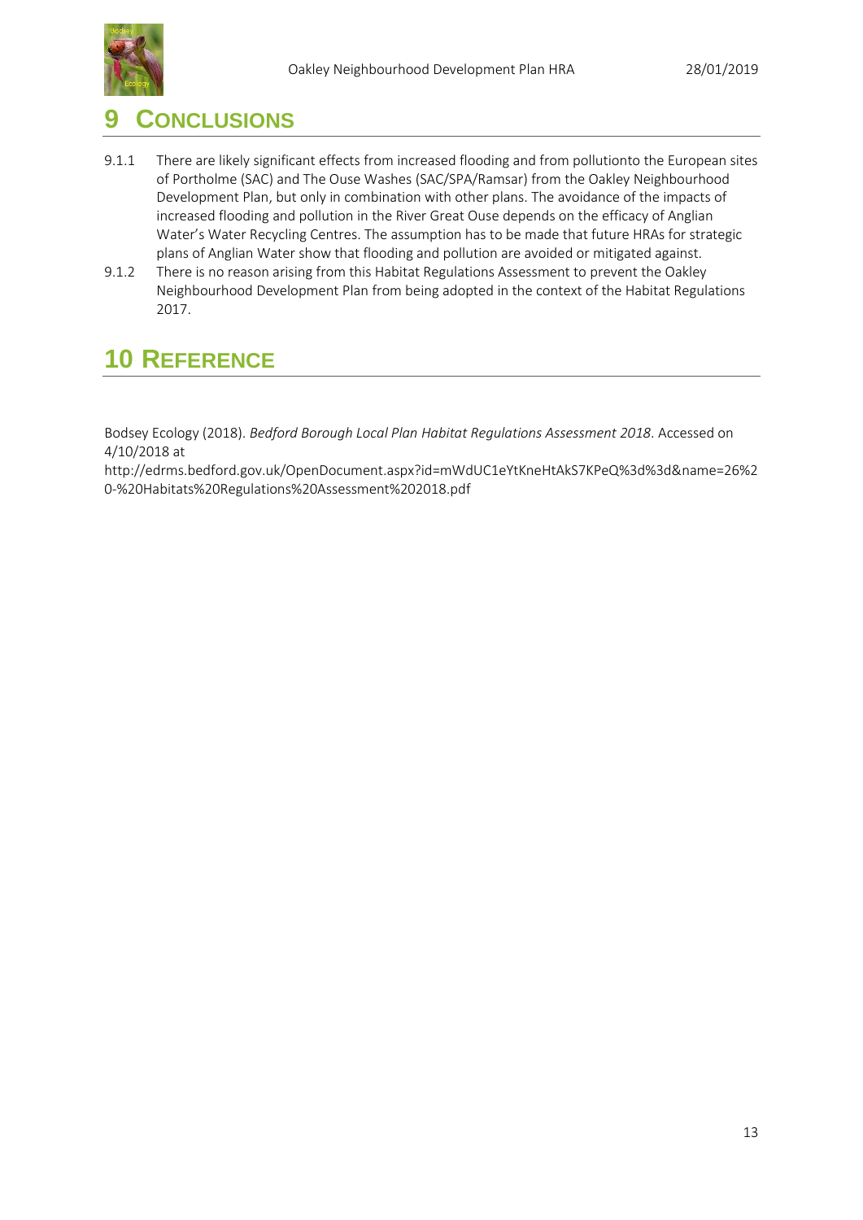# 9 CONCLUSIONS

9.1.1 There are likely significant effects from increased flooding and from pollutionto the European sites of Portholme (SAC) and The Ouse Washes (SAC/SPA/Ramsar) from the Oakley Neighbourhood Development Plan, but only in combination with other plans. The avoidance of the impacts of increased flooding and pollution in the River Great Ouse depends on the efficacy of Anglian Water's Water Recycling Centres. The assumption has to be made that future HRAs for strategic plans of Anglian Water show that flooding and pollution are avoided or mitigated against.

9.1.2 There is no reason arising from this Habitat Regulations Assessment to prevent the Oakley Neighbourhood Development Plan from being adopted in the context of the Habitat Regulations 2017.

# 10 REFERENCE

Bodsey Ecology (2018). *Bedford Borough Local Plan Habitat Regulations Assessment 2018*. Accessed on 4/10/2018 at http://edrms.bedford.gov.uk/OpenDocument.aspx?id=mWdUC1eYtKneHtAkS7KPeQ%3d%3d&name=26%20-%20Habitats%20Regulations%20Assessment%202018.pdf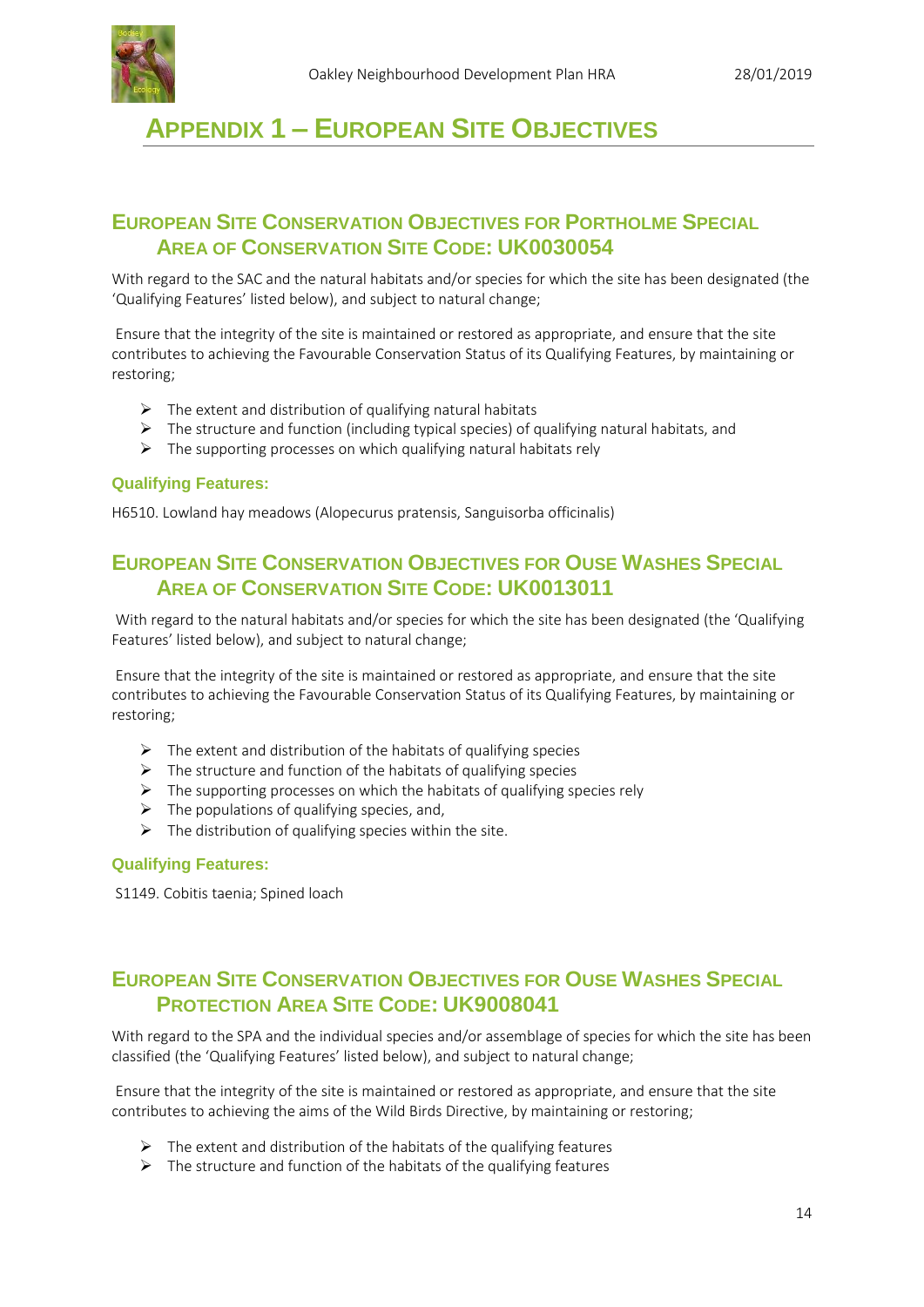# Appendix 1 – European Site Objectives

## European Site Conservation Objectives for Portholme Special Area of Conservation Site Code: UK0030054

With regard to the SAC and the natural habitats and/or species for which the site has been designated (the 'Qualifying Features' listed below), and subject to natural change;

Ensure that the integrity of the site is maintained or restored as appropriate, and ensure that the site contributes to achieving the Favourable Conservation Status of its Qualifying Features, by maintaining or restoring;

- The extent and distribution of qualifying natural habitats
- The structure and function (including typical species) of qualifying natural habitats, and
- The supporting processes on which qualifying natural habitats rely

### Qualifying Features:

H6510. Lowland hay meadows (Alopecurus pratensis, Sanguisorba officinalis)

## European Site Conservation Objectives for Ouse Washes Special Area of Conservation Site Code: UK0013011

With regard to the natural habitats and/or species for which the site has been designated (the 'Qualifying Features' listed below), and subject to natural change;

Ensure that the integrity of the site is maintained or restored as appropriate, and ensure that the site contributes to achieving the Favourable Conservation Status of its Qualifying Features, by maintaining or restoring;

- The extent and distribution of the habitats of qualifying species
- The structure and function of the habitats of qualifying species
- The supporting processes on which the habitats of qualifying species rely
- The populations of qualifying species, and,
- The distribution of qualifying species within the site.

### Qualifying Features:

S1149. Cobitis taenia; Spined loach

## European Site Conservation Objectives for Ouse Washes Special Protection Area Site Code: UK9008041

With regard to the SPA and the individual species and/or assemblage of species for which the site has been classified (the 'Qualifying Features' listed below), and subject to natural change;

Ensure that the integrity of the site is maintained or restored as appropriate, and ensure that the site contributes to achieving the aims of the Wild Birds Directive, by maintaining or restoring;

- The extent and distribution of the habitats of the qualifying features
- The structure and function of the habitats of the qualifying features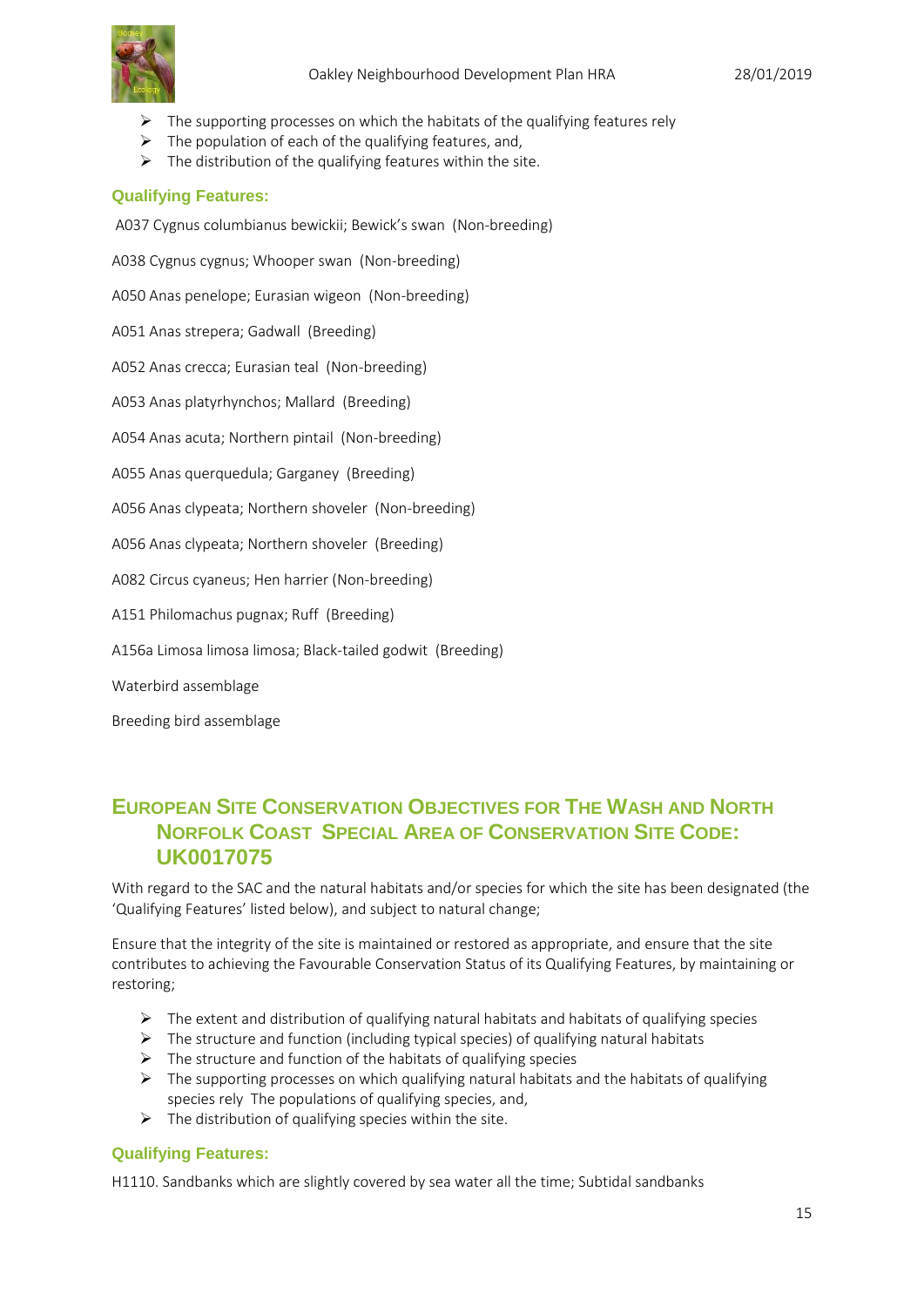- The supporting processes on which the habitats of the qualifying features rely
- The population of each of the qualifying features, and,
- The distribution of the qualifying features within the site.

### Qualifying Features:

A037 Cygnus columbianus bewickii; Bewick's swan (Non-breeding)

A038 Cygnus cygnus; Whooper swan (Non-breeding)

A050 Anas penelope; Eurasian wigeon (Non-breeding)

A051 Anas strepera; Gadwall (Breeding)

A052 Anas crecca; Eurasian teal (Non-breeding)

A053 Anas platyrhynchos; Mallard (Breeding)

A054 Anas acuta; Northern pintail (Non-breeding)

A055 Anas querquedula; Garganey (Breeding)

A056 Anas clypeata; Northern shoveler (Non-breeding)

A056 Anas clypeata; Northern shoveler (Breeding)

A082 Circus cyaneus; Hen harrier (Non-breeding)

A151 Philomachus pugnax; Ruff (Breeding)

A156a Limosa limosa limosa; Black-tailed godwit (Breeding)

Waterbird assemblage

Breeding bird assemblage

## European Site Conservation Objectives for The Wash and North Norfolk Coast Special Area of Conservation Site Code: UK0017075

With regard to the SAC and the natural habitats and/or species for which the site has been designated (the 'Qualifying Features' listed below), and subject to natural change;

Ensure that the integrity of the site is maintained or restored as appropriate, and ensure that the site contributes to achieving the Favourable Conservation Status of its Qualifying Features, by maintaining or restoring;

- The extent and distribution of qualifying natural habitats and habitats of qualifying species
- The structure and function (including typical species) of qualifying natural habitats
- The structure and function of the habitats of qualifying species
- The supporting processes on which qualifying natural habitats and the habitats of qualifying species rely The populations of qualifying species, and,
- The distribution of qualifying species within the site.

### Qualifying Features:

H1110. Sandbanks which are slightly covered by sea water all the time; Subtidal sandbanks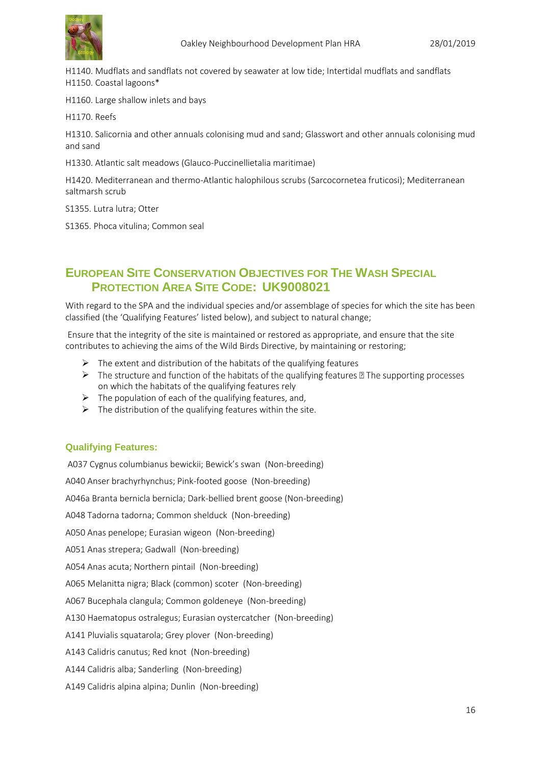H1140. Mudflats and sandflats not covered by seawater at low tide; Intertidal mudflats and sandflats
H1150. Coastal lagoons*

H1160. Large shallow inlets and bays

H1170. Reefs

H1310. Salicornia and other annuals colonising mud and sand; Glasswort and other annuals colonising mud and sand

H1330. Atlantic salt meadows (Glauco-Puccinellietalia maritimae)

H1420. Mediterranean and thermo-Atlantic halophilous scrubs (Sarcocornetea fruticosi); Mediterranean saltmarsh scrub

S1355. Lutra lutra; Otter

S1365. Phoca vitulina; Common seal

## European Site Conservation Objectives for The Wash Special Protection Area Site Code: UK9008021

With regard to the SPA and the individual species and/or assemblage of species for which the site has been classified (the 'Qualifying Features' listed below), and subject to natural change;

Ensure that the integrity of the site is maintained or restored as appropriate, and ensure that the site contributes to achieving the aims of the Wild Birds Directive, by maintaining or restoring;

- The extent and distribution of the habitats of the qualifying features
- The structure and function of the habitats of the qualifying features  The supporting processes on which the habitats of the qualifying features rely
- The population of each of the qualifying features, and,
- The distribution of the qualifying features within the site.

### Qualifying Features:

A037 Cygnus columbianus bewickii; Bewick's swan (Non-breeding)

A040 Anser brachyrhynchus; Pink-footed goose (Non-breeding)

A046a Branta bernicla bernicla; Dark-bellied brent goose (Non-breeding)

A048 Tadorna tadorna; Common shelduck (Non-breeding)

A050 Anas penelope; Eurasian wigeon (Non-breeding)

A051 Anas strepera; Gadwall (Non-breeding)

A054 Anas acuta; Northern pintail (Non-breeding)

A065 Melanitta nigra; Black (common) scoter (Non-breeding)

A067 Bucephala clangula; Common goldeneye (Non-breeding)

A130 Haematopus ostralegus; Eurasian oystercatcher (Non-breeding)

A141 Pluvialis squatarola; Grey plover (Non-breeding)

A143 Calidris canutus; Red knot (Non-breeding)

A144 Calidris alba; Sanderling (Non-breeding)

A149 Calidris alpina alpina; Dunlin (Non-breeding)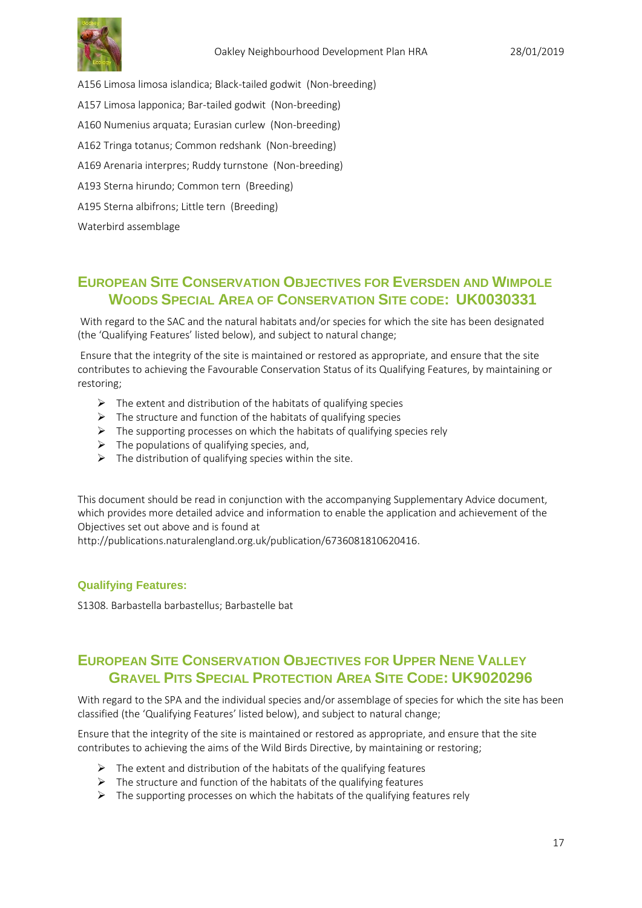A156 Limosa limosa islandica; Black-tailed godwit (Non-breeding)

A157 Limosa lapponica; Bar-tailed godwit (Non-breeding)

A160 Numenius arquata; Eurasian curlew (Non-breeding)

A162 Tringa totanus; Common redshank (Non-breeding)

A169 Arenaria interpres; Ruddy turnstone (Non-breeding)

A193 Sterna hirundo; Common tern (Breeding)

A195 Sterna albifrons; Little tern (Breeding)

Waterbird assemblage

## European Site Conservation Objectives for Eversden and Wimpole Woods Special Area of Conservation Site code: UK0030331

With regard to the SAC and the natural habitats and/or species for which the site has been designated (the 'Qualifying Features' listed below), and subject to natural change;

Ensure that the integrity of the site is maintained or restored as appropriate, and ensure that the site contributes to achieving the Favourable Conservation Status of its Qualifying Features, by maintaining or restoring;

- The extent and distribution of the habitats of qualifying species
- The structure and function of the habitats of qualifying species
- The supporting processes on which the habitats of qualifying species rely
- The populations of qualifying species, and,
- The distribution of qualifying species within the site.

This document should be read in conjunction with the accompanying Supplementary Advice document, which provides more detailed advice and information to enable the application and achievement of the Objectives set out above and is found at http://publications.naturalengland.org.uk/publication/6736081810620416.

### Qualifying Features:

S1308. Barbastella barbastellus; Barbastelle bat

## European Site Conservation Objectives for Upper Nene Valley Gravel Pits Special Protection Area Site Code: UK9020296

With regard to the SPA and the individual species and/or assemblage of species for which the site has been classified (the 'Qualifying Features' listed below), and subject to natural change;

Ensure that the integrity of the site is maintained or restored as appropriate, and ensure that the site contributes to achieving the aims of the Wild Birds Directive, by maintaining or restoring;

- The extent and distribution of the habitats of the qualifying features
- The structure and function of the habitats of the qualifying features
- The supporting processes on which the habitats of the qualifying features rely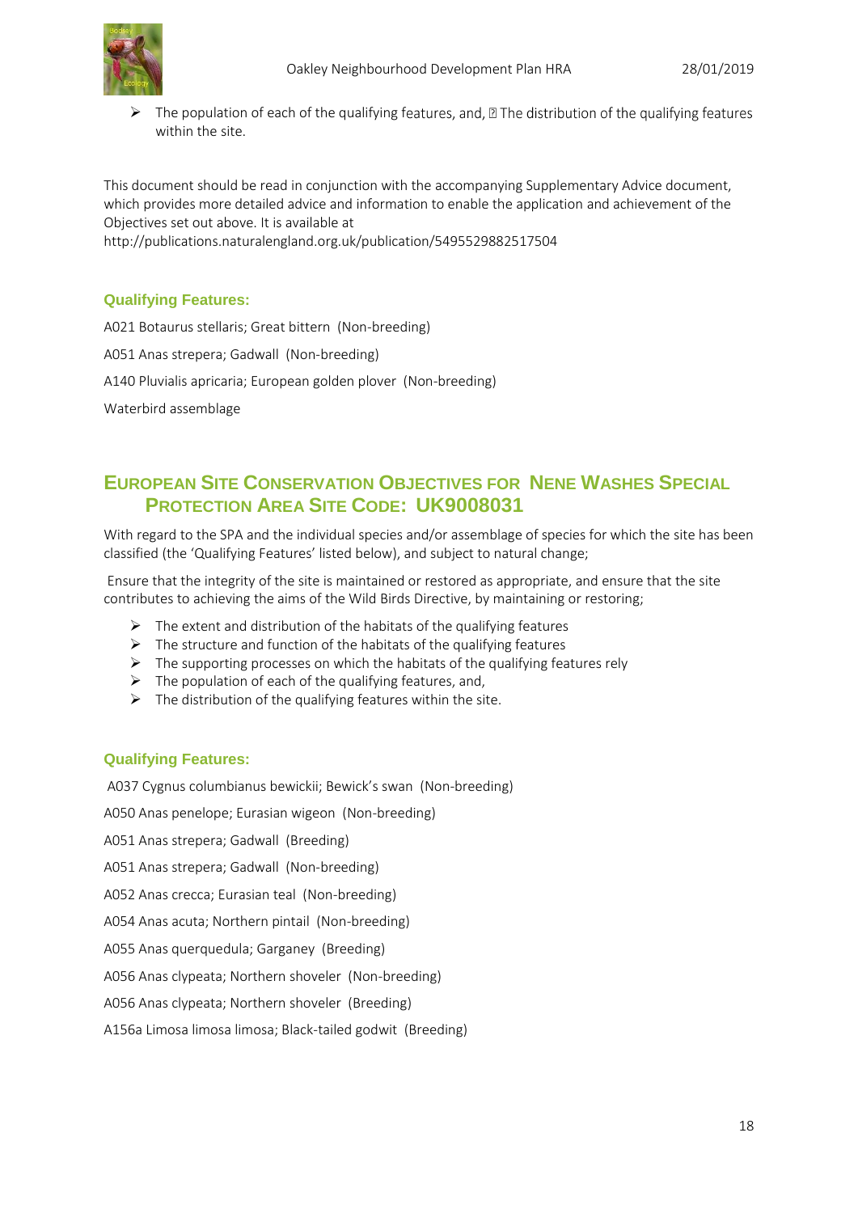- The population of each of the qualifying features, and,  The distribution of the qualifying features within the site.

This document should be read in conjunction with the accompanying Supplementary Advice document, which provides more detailed advice and information to enable the application and achievement of the Objectives set out above. It is available at http://publications.naturalengland.org.uk/publication/5495529882517504

### Qualifying Features:

A021 Botaurus stellaris; Great bittern (Non-breeding)

A051 Anas strepera; Gadwall (Non-breeding)

A140 Pluvialis apricaria; European golden plover (Non-breeding)

Waterbird assemblage

## European Site Conservation Objectives for Nene Washes Special Protection Area Site Code: UK9008031

With regard to the SPA and the individual species and/or assemblage of species for which the site has been classified (the 'Qualifying Features' listed below), and subject to natural change;

Ensure that the integrity of the site is maintained or restored as appropriate, and ensure that the site contributes to achieving the aims of the Wild Birds Directive, by maintaining or restoring;

- The extent and distribution of the habitats of the qualifying features
- The structure and function of the habitats of the qualifying features
- The supporting processes on which the habitats of the qualifying features rely
- The population of each of the qualifying features, and,
- The distribution of the qualifying features within the site.

### Qualifying Features:

A037 Cygnus columbianus bewickii; Bewick's swan (Non-breeding)

A050 Anas penelope; Eurasian wigeon (Non-breeding)

A051 Anas strepera; Gadwall (Breeding)

A051 Anas strepera; Gadwall (Non-breeding)

A052 Anas crecca; Eurasian teal (Non-breeding)

A054 Anas acuta; Northern pintail (Non-breeding)

A055 Anas querquedula; Garganey (Breeding)

A056 Anas clypeata; Northern shoveler (Non-breeding)

A056 Anas clypeata; Northern shoveler (Breeding)

A156a Limosa limosa limosa; Black-tailed godwit (Breeding)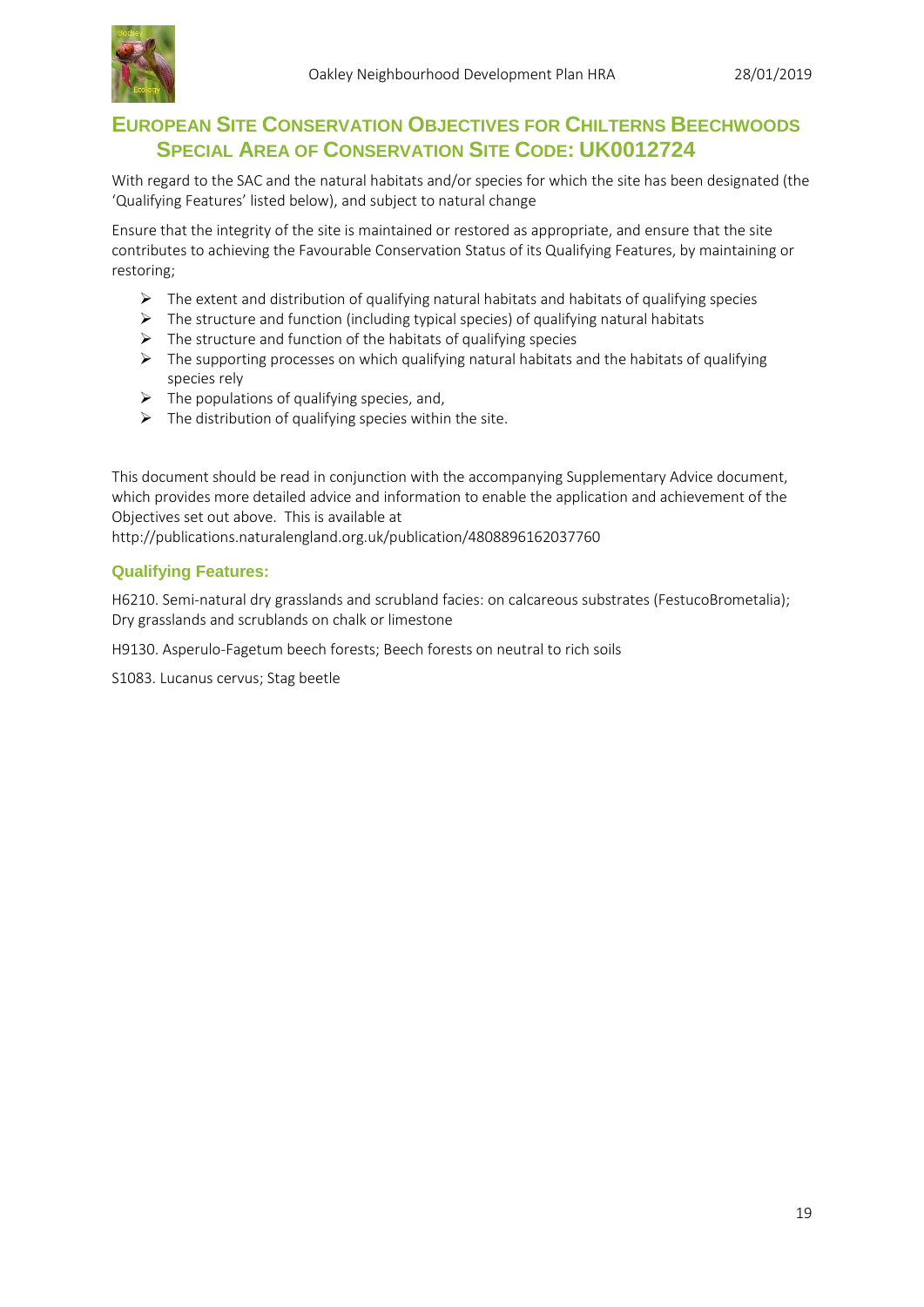## European Site Conservation Objectives for Chilterns Beechwoods Special Area of Conservation Site Code: UK0012724

With regard to the SAC and the natural habitats and/or species for which the site has been designated (the 'Qualifying Features' listed below), and subject to natural change

Ensure that the integrity of the site is maintained or restored as appropriate, and ensure that the site contributes to achieving the Favourable Conservation Status of its Qualifying Features, by maintaining or restoring;

- The extent and distribution of qualifying natural habitats and habitats of qualifying species
- The structure and function (including typical species) of qualifying natural habitats
- The structure and function of the habitats of qualifying species
- The supporting processes on which qualifying natural habitats and the habitats of qualifying species rely
- The populations of qualifying species, and,
- The distribution of qualifying species within the site.

This document should be read in conjunction with the accompanying Supplementary Advice document, which provides more detailed advice and information to enable the application and achievement of the Objectives set out above. This is available at http://publications.naturalengland.org.uk/publication/4808896162037760

### Qualifying Features:

H6210. Semi-natural dry grasslands and scrubland facies: on calcareous substrates (FestucoBrometalia); Dry grasslands and scrublands on chalk or limestone

H9130. Asperulo-Fagetum beech forests; Beech forests on neutral to rich soils

S1083. Lucanus cervus; Stag beetle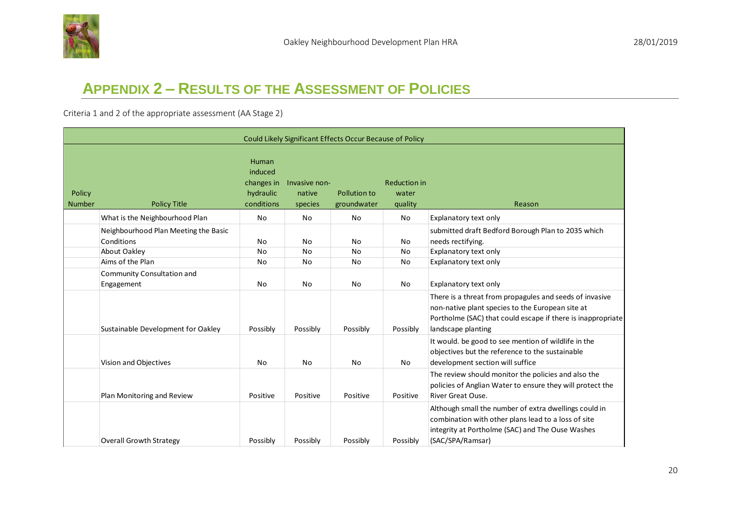# APPENDIX 2 – RESULTS OF THE ASSESSMENT OF POLICIES

Criteria 1 and 2 of the appropriate assessment (AA Stage 2)

| Could Likely Significant Effects Occur Because of Policy | | | | | | |
|---|---|---|---|---|---|---|
| Policy Number | Policy Title | Human induced changes in hydraulic conditions | Invasive non-native species | Pollution to groundwater | Reduction in water quality | Reason |
| | What is the Neighbourhood Plan | No | No | No | No | Explanatory text only |
| | Neighbourhood Plan Meeting the Basic Conditions | No | No | No | No | submitted draft Bedford Borough Plan to 2035 which needs rectifying. |
| | About Oakley | No | No | No | No | Explanatory text only |
| | Aims of the Plan | No | No | No | No | Explanatory text only |
| | Community Consultation and Engagement | No | No | No | No | Explanatory text only |
| | Sustainable Development for Oakley | Possibly | Possibly | Possibly | Possibly | There is a threat from propagules and seeds of invasive non-native plant species to the European site at Portholme (SAC) that could escape if there is inappropriate landscape planting |
| | Vision and Objectives | No | No | No | No | It would. be good to see mention of wildlife in the objectives but the reference to the sustainable development section will suffice |
| | Plan Monitoring and Review | Positive | Positive | Positive | Positive | The review should monitor the policies and also the policies of Anglian Water to ensure they will protect the River Great Ouse. |
| | Overall Growth Strategy | Possibly | Possibly | Possibly | Possibly | Although small the number of extra dwellings could in combination with other plans lead to a loss of site integrity at Portholme (SAC) and The Ouse Washes (SAC/SPA/Ramsar) |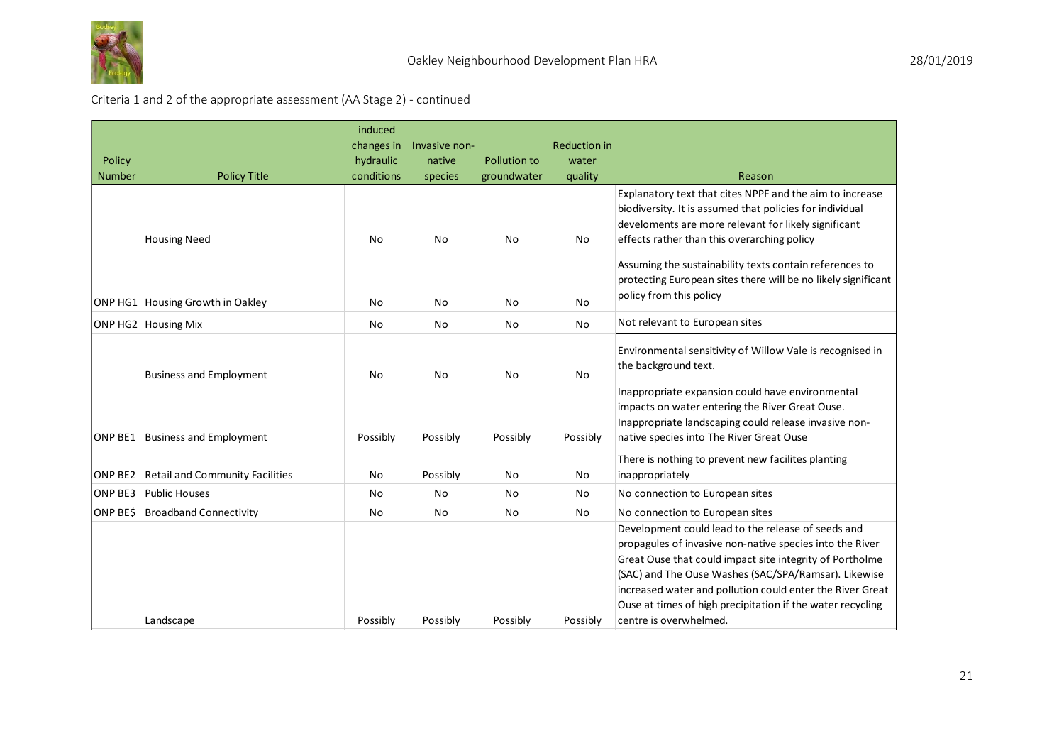Criteria 1 and 2 of the appropriate assessment (AA Stage 2) - continued

| Policy Number | Policy Title | induced changes in hydraulic conditions | Invasive non-native species | Pollution to groundwater | Reduction in water quality | Reason |
|---|---|---|---|---|---|---|
| | Housing Need | No | No | No | No | Explanatory text that cites NPPF and the aim to increase biodiversity. It is assumed that policies for individual develoments are more relevant for likely significant effects rather than this overarching policy |
| ONP HG1 | Housing Growth in Oakley | No | No | No | No | Assuming the sustainability texts contain references to protecting European sites there will be no likely significant policy from this policy |
| ONP HG2 | Housing Mix | No | No | No | No | Not relevant to European sites |
| | Business and Employment | No | No | No | No | Environmental sensitivity of Willow Vale is recognised in the background text. |
| ONP BE1 | Business and Employment | Possibly | Possibly | Possibly | Possibly | Inappropriate expansion could have environmental impacts on water entering the River Great Ouse. Inappropriate landscaping could release invasive non-native species into The River Great Ouse |
| ONP BE2 | Retail and Community Facilities | No | Possibly | No | No | There is nothing to prevent new facilites planting inappropriately |
| ONP BE3 | Public Houses | No | No | No | No | No connection to European sites |
| ONP BE$ | Broadband Connectivity | No | No | No | No | No connection to European sites |
| | Landscape | Possibly | Possibly | Possibly | Possibly | Development could lead to the release of seeds and propagules of invasive non-native species into the River Great Ouse that could impact site integrity of Portholme (SAC) and The Ouse Washes (SAC/SPA/Ramsar). Likewise increased water and pollution could enter the River Great Ouse at times of high precipitation if the water recycling centre is overwhelmed. |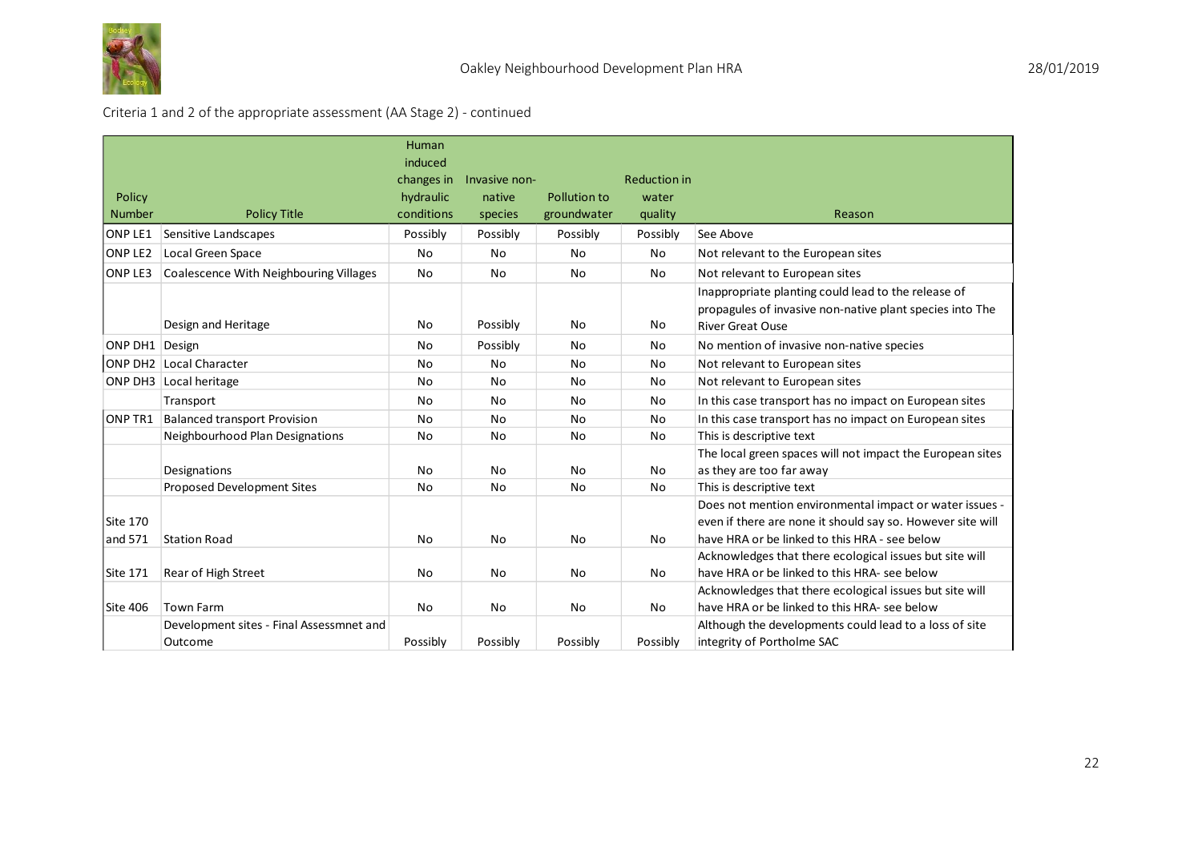Criteria 1 and 2 of the appropriate assessment (AA Stage 2) - continued

| Policy Number | Policy Title | Human induced changes in hydraulic conditions | Invasive non-native species | Pollution to groundwater | Reduction in water quality | Reason |
|---|---|---|---|---|---|---|
| ONP LE1 | Sensitive Landscapes | Possibly | Possibly | Possibly | Possibly | See Above |
| ONP LE2 | Local Green Space | No | No | No | No | Not relevant to the European sites |
| ONP LE3 | Coalescence With Neighbouring Villages | No | No | No | No | Not relevant to European sites |
| | Design and Heritage | No | Possibly | No | No | Inappropriate planting could lead to the release of propagules of invasive non-native plant species into The River Great Ouse |
| ONP DH1 | Design | No | Possibly | No | No | No mention of invasive non-native species |
| ONP DH2 | Local Character | No | No | No | No | Not relevant to European sites |
| ONP DH3 | Local heritage | No | No | No | No | Not relevant to European sites |
| | Transport | No | No | No | No | In this case transport has no impact on European sites |
| ONP TR1 | Balanced transport Provision | No | No | No | No | In this case transport has no impact on European sites |
| | Neighbourhood Plan Designations | No | No | No | No | This is descriptive text |
| | Designations | No | No | No | No | The local green spaces will not impact the European sites as they are too far away |
| | Proposed Development Sites | No | No | No | No | This is descriptive text |
| Site 170 and 571 | Station Road | No | No | No | No | Does not mention environmental impact or water issues - even if there are none it should say so. However site will have HRA or be linked to this HRA - see below |
| Site 171 | Rear of High Street | No | No | No | No | Acknowledges that there ecological issues but site will have HRA or be linked to this HRA- see below |
| Site 406 | Town Farm | No | No | No | No | Acknowledges that there ecological issues but site will have HRA or be linked to this HRA- see below |
| | Development sites - Final Assessmnet and Outcome | Possibly | Possibly | Possibly | Possibly | Although the developments could lead to a loss of site integrity of Portholme SAC |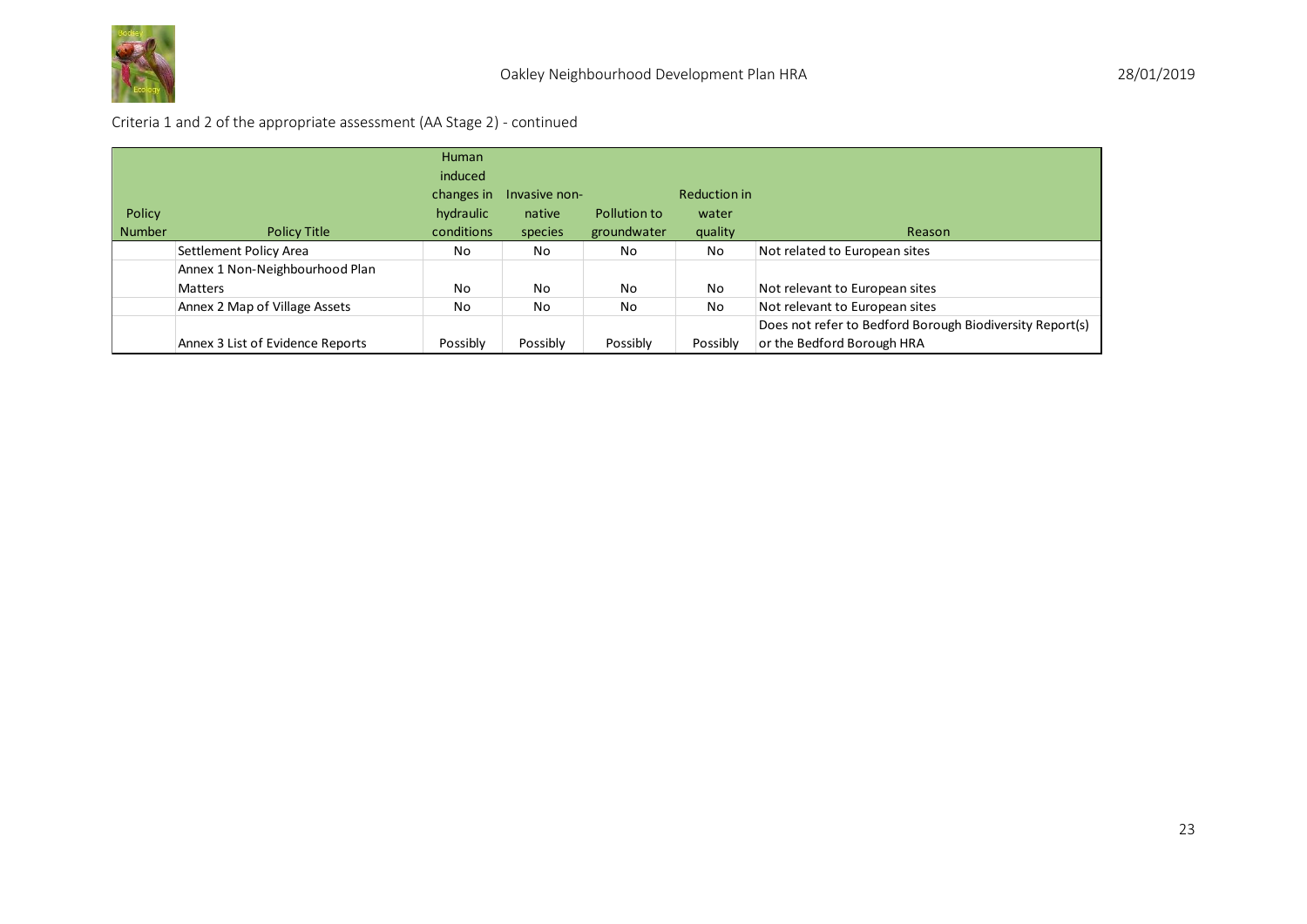Criteria 1 and 2 of the appropriate assessment (AA Stage 2) - continued

| Policy Number | Policy Title | Human induced changes in hydraulic conditions | Invasive non-native species | Pollution to groundwater | Reduction in water quality | Reason |
|---|---|---|---|---|---|---|
| | Settlement Policy Area | No | No | No | No | Not related to European sites |
| | Annex 1 Non-Neighbourhood Plan Matters | No | No | No | No | Not relevant to European sites |
| | Annex 2 Map of Village Assets | No | No | No | No | Not relevant to European sites |
| | Annex 3 List of Evidence Reports | Possibly | Possibly | Possibly | Possibly | Does not refer to Bedford Borough Biodiversity Report(s) or the Bedford Borough HRA |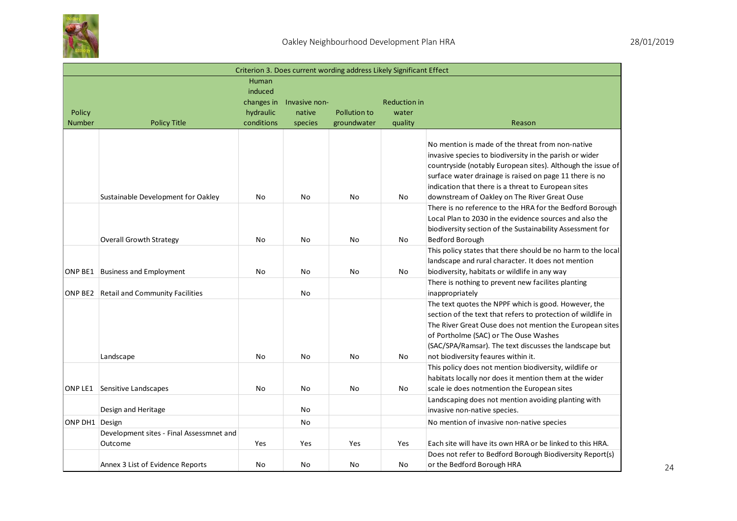| Criterion 3. Does current wording address Likely Significant Effect | | | | | | |
|---|---|---|---|---|---|---|
| Policy Number | Policy Title | Human induced changes in hydraulic conditions | Invasive non-native species | Pollution to groundwater | Reduction in water quality | Reason |
| | Sustainable Development for Oakley | No | No | No | No | No mention is made of the threat from non-native invasive species to biodiversity in the parish or wider countryside (notably European sites). Although the issue of surface water drainage is raised on page 11 there is no indication that there is a threat to European sites downstream of Oakley on The River Great Ouse |
| | Overall Growth Strategy | No | No | No | No | There is no reference to the HRA for the Bedford Borough Local Plan to 2030 in the evidence sources and also the biodiversity section of the Sustainability Assessment for Bedford Borough |
| ONP BE1 | Business and Employment | No | No | No | No | This policy states that there should be no harm to the local landscape and rural character. It does not mention biodiversity, habitats or wildlife in any way |
| ONP BE2 | Retail and Community Facilities | | No | | | There is nothing to prevent new facilites planting inappropriately |
| | Landscape | No | No | No | No | The text quotes the NPPF which is good. However, the section of the text that refers to protection of wildlife in The River Great Ouse does not mention the European sites of Portholme (SAC) or The Ouse Washes (SAC/SPA/Ramsar). The text discusses the landscape but not biodiversity feaures within it. |
| ONP LE1 | Sensitive Landscapes | No | No | No | No | This policy does not mention biodiversity, wildlife or habitats locally nor does it mention them at the wider scale ie does notmention the European sites |
| | Design and Heritage | | No | | | Landscaping does not mention avoiding planting with invasive non-native species. |
| ONP DH1 | Design | | No | | | No mention of invasive non-native species |
| | Development sites - Final Assessmnet and Outcome | Yes | Yes | Yes | Yes | Each site will have its own HRA or be linked to this HRA. |
| | Annex 3 List of Evidence Reports | No | No | No | No | Does not refer to Bedford Borough Biodiversity Report(s) or the Bedford Borough HRA |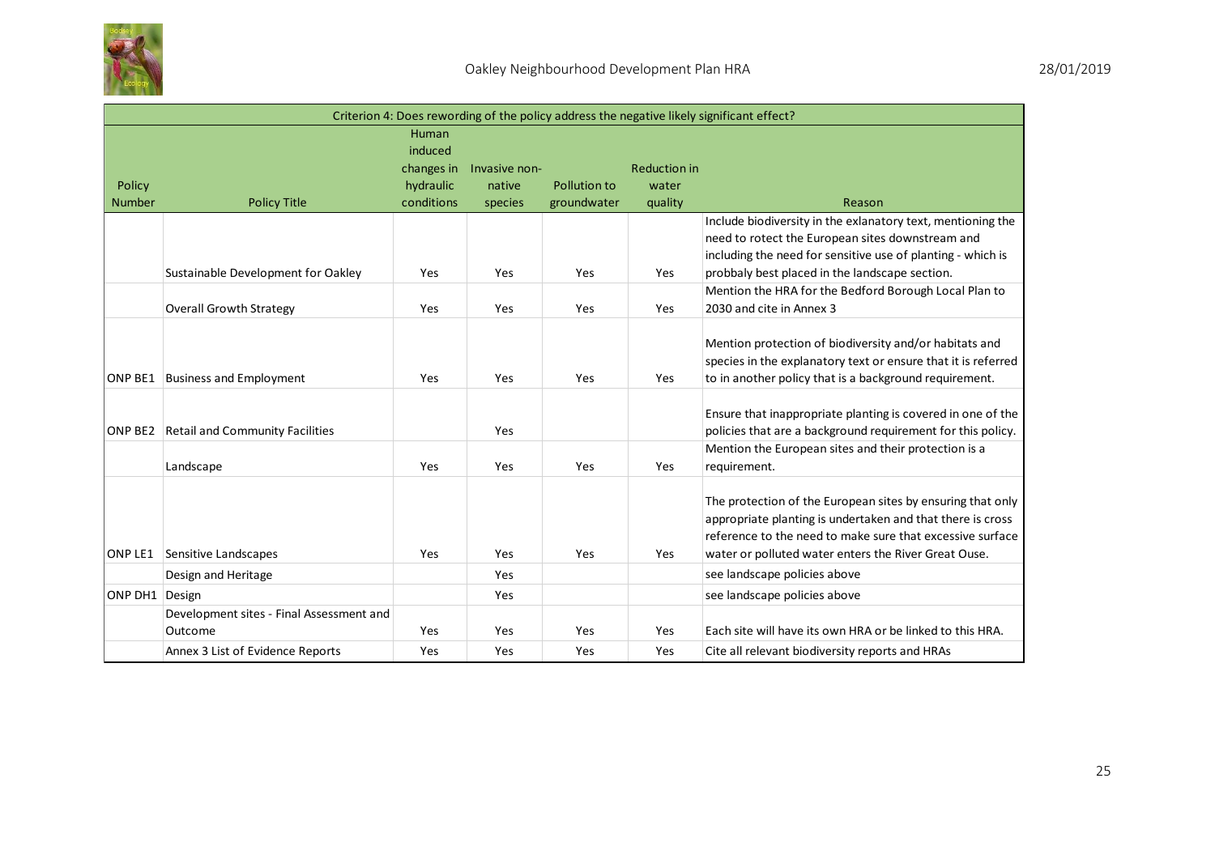| Criterion 4: Does rewording of the policy address the negative likely significant effect? | | | | | | |
|---|---|---|---|---|---|---|
| Policy Number | Policy Title | Human induced changes in hydraulic conditions | Invasive non-native species | Pollution to groundwater | Reduction in water quality | Reason |
| | Sustainable Development for Oakley | Yes | Yes | Yes | Yes | Include biodiversity in the exlanatory text, mentioning the need to rotect the European sites downstream and including the need for sensitive use of planting - which is probbaly best placed in the landscape section. |
| | Overall Growth Strategy | Yes | Yes | Yes | Yes | Mention the HRA for the Bedford Borough Local Plan to 2030 and cite in Annex 3 |
| ONP BE1 | Business and Employment | Yes | Yes | Yes | Yes | Mention protection of biodiversity and/or habitats and species in the explanatory text or ensure that it is referred to in another policy that is a background requirement. |
| ONP BE2 | Retail and Community Facilities | | Yes | | | Ensure that inappropriate planting is covered in one of the policies that are a background requirement for this policy. |
| | Landscape | Yes | Yes | Yes | Yes | Mention the European sites and their protection is a requirement. |
| ONP LE1 | Sensitive Landscapes | Yes | Yes | Yes | Yes | The protection of the European sites by ensuring that only appropriate planting is undertaken and that there is cross reference to the need to make sure that excessive surface water or polluted water enters the River Great Ouse. |
| | Design and Heritage | | Yes | | | see landscape policies above |
| ONP DH1 | Design | | Yes | | | see landscape policies above |
| | Development sites - Final Assessment and Outcome | Yes | Yes | Yes | Yes | Each site will have its own HRA or be linked to this HRA. |
| | Annex 3 List of Evidence Reports | Yes | Yes | Yes | Yes | Cite all relevant biodiversity reports and HRAs |